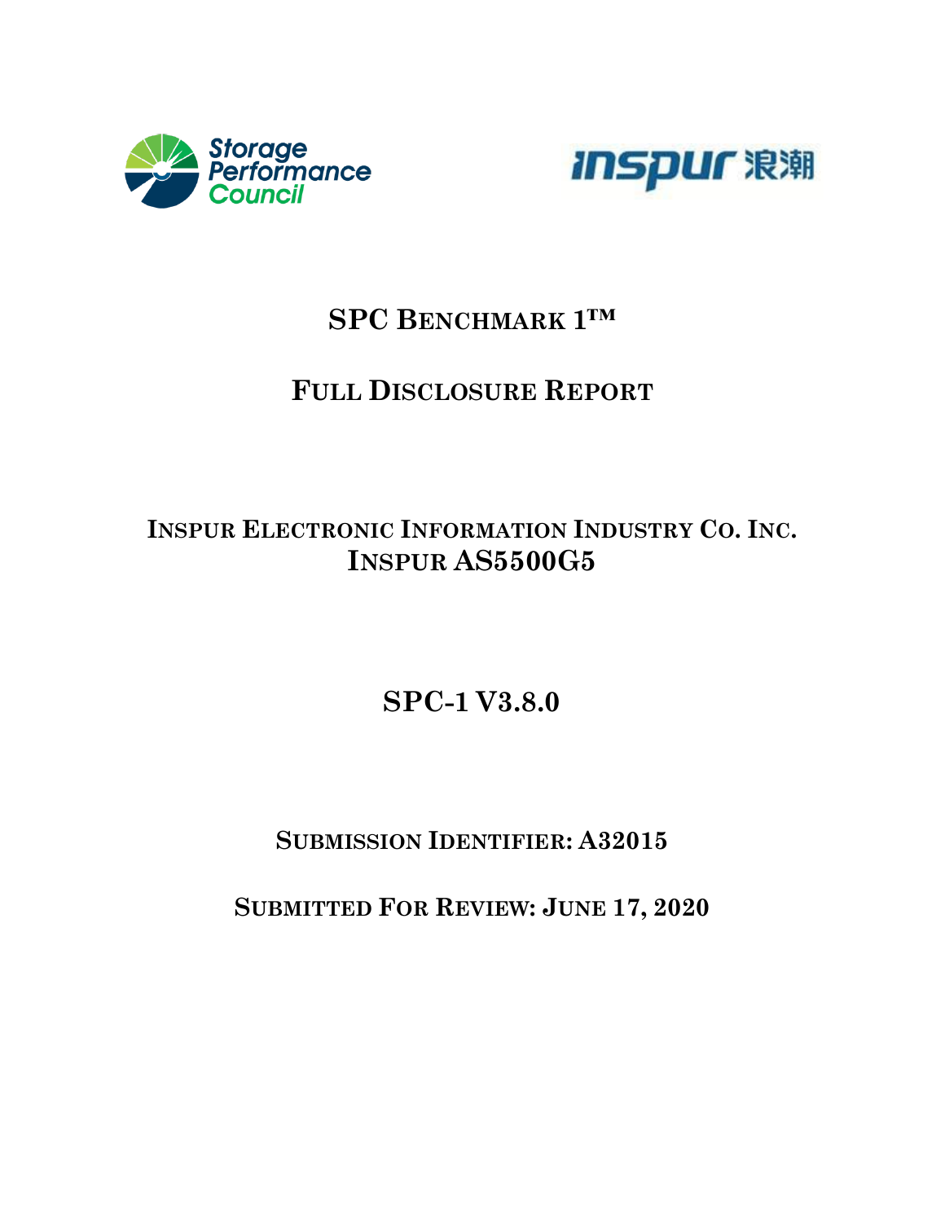# SPC Benchmark 1™

## Full Disclosure Report

## Inspur Electronic Information Industry Co. Inc.
## Inspur AS5500G5

# SPC-1 V3.8.0

### Submission Identifier: A32015

### Submitted For Review: June 17, 2020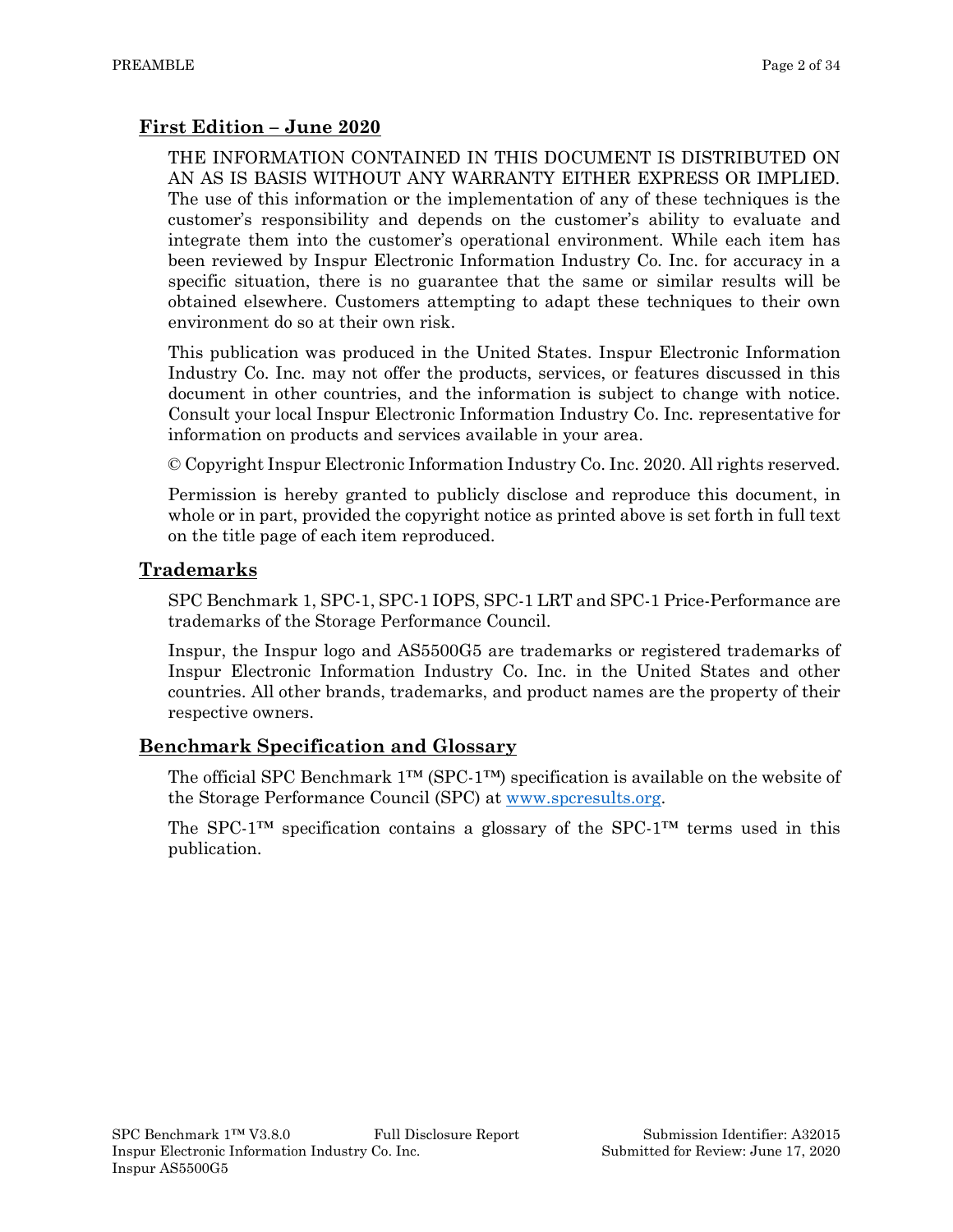## First Edition – June 2020

THE INFORMATION CONTAINED IN THIS DOCUMENT IS DISTRIBUTED ON AN AS IS BASIS WITHOUT ANY WARRANTY EITHER EXPRESS OR IMPLIED. The use of this information or the implementation of any of these techniques is the customer's responsibility and depends on the customer's ability to evaluate and integrate them into the customer's operational environment. While each item has been reviewed by Inspur Electronic Information Industry Co. Inc. for accuracy in a specific situation, there is no guarantee that the same or similar results will be obtained elsewhere. Customers attempting to adapt these techniques to their own environment do so at their own risk.

This publication was produced in the United States. Inspur Electronic Information Industry Co. Inc. may not offer the products, services, or features discussed in this document in other countries, and the information is subject to change with notice. Consult your local Inspur Electronic Information Industry Co. Inc. representative for information on products and services available in your area.

© Copyright Inspur Electronic Information Industry Co. Inc. 2020. All rights reserved.

Permission is hereby granted to publicly disclose and reproduce this document, in whole or in part, provided the copyright notice as printed above is set forth in full text on the title page of each item reproduced.

## Trademarks

SPC Benchmark 1, SPC-1, SPC-1 IOPS, SPC-1 LRT and SPC-1 Price-Performance are trademarks of the Storage Performance Council.

Inspur, the Inspur logo and AS5500G5 are trademarks or registered trademarks of Inspur Electronic Information Industry Co. Inc. in the United States and other countries. All other brands, trademarks, and product names are the property of their respective owners.

## Benchmark Specification and Glossary

The official SPC Benchmark 1™ (SPC-1™) specification is available on the website of the Storage Performance Council (SPC) at [www.spcresults.org](http://www.spcresults.org).

The SPC-1™ specification contains a glossary of the SPC-1™ terms used in this publication.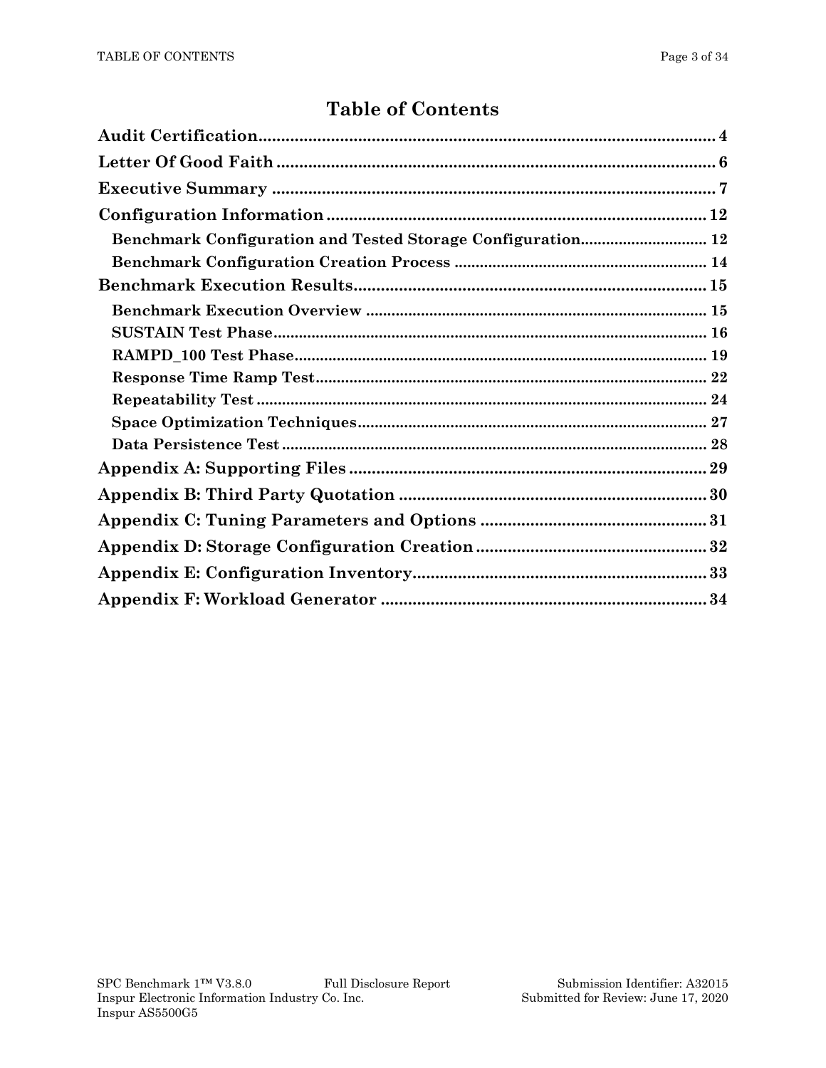# Table of Contents

**Audit Certification** .......... 4

**Letter Of Good Faith** .......... 6

**Executive Summary** .......... 7

**Configuration Information** .......... 12

- **Benchmark Configuration and Tested Storage Configuration** .......... 12
- **Benchmark Configuration Creation Process** .......... 14

**Benchmark Execution Results** .......... 15

- **Benchmark Execution Overview** .......... 15
- **SUSTAIN Test Phase** .......... 16
- **RAMPD_100 Test Phase** .......... 19
- **Response Time Ramp Test** .......... 22
- **Repeatability Test** .......... 24
- **Space Optimization Techniques** .......... 27
- **Data Persistence Test** .......... 28

**Appendix A: Supporting Files** .......... 29

**Appendix B: Third Party Quotation** .......... 30

**Appendix C: Tuning Parameters and Options** .......... 31

**Appendix D: Storage Configuration Creation** .......... 32

**Appendix E: Configuration Inventory** .......... 33

**Appendix F: Workload Generator** .......... 34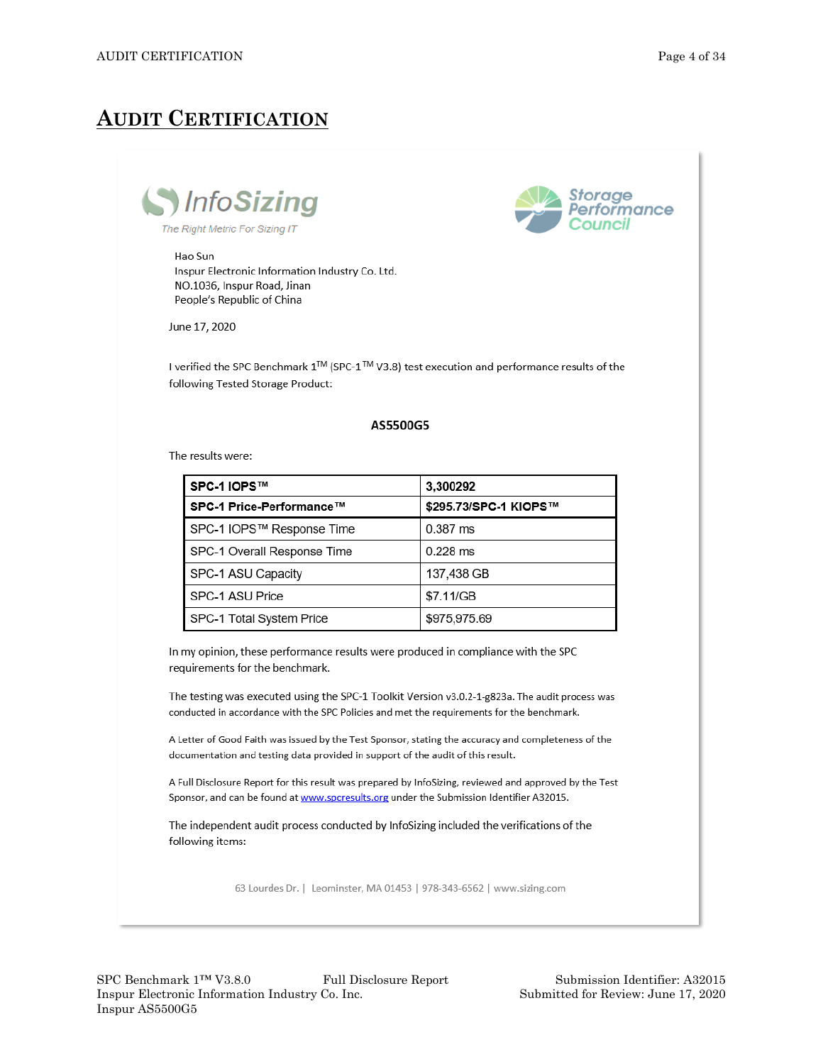# AUDIT CERTIFICATION

InfoSizing
The Right Metric For Sizing IT

Storage Performance Council

Hao Sun
Inspur Electronic Information Industry Co. Ltd.
NO.1036, Inspur Road, Jinan
People's Republic of China

June 17, 2020

I verified the SPC Benchmark 1™ (SPC-1™ V3.8) test execution and performance results of the following Tested Storage Product:

**AS5500G5**

The results were:

| **SPC-1 IOPS™** | **3,300292** |
|---|---|
| **SPC-1 Price-Performance™** | **$295.73/SPC-1 KIOPS™** |
| SPC-1 IOPS™ Response Time | 0.387 ms |
| SPC-1 Overall Response Time | 0.228 ms |
| SPC-1 ASU Capacity | 137,438 GB |
| SPC-1 ASU Price | $7.11/GB |
| SPC-1 Total System Price | $975,975.69 |

In my opinion, these performance results were produced in compliance with the SPC requirements for the benchmark.

The testing was executed using the SPC-1 Toolkit Version v3.0.2-1-g823a. The audit process was conducted in accordance with the SPC Policies and met the requirements for the benchmark.

A Letter of Good Faith was issued by the Test Sponsor, stating the accuracy and completeness of the documentation and testing data provided in support of the audit of this result.

A Full Disclosure Report for this result was prepared by InfoSizing, reviewed and approved by the Test Sponsor, and can be found at www.spcresults.org under the Submission Identifier A32015.

The independent audit process conducted by InfoSizing included the verifications of the following items:

63 Lourdes Dr. | Leominster, MA 01453 | 978-343-6562 | www.sizing.com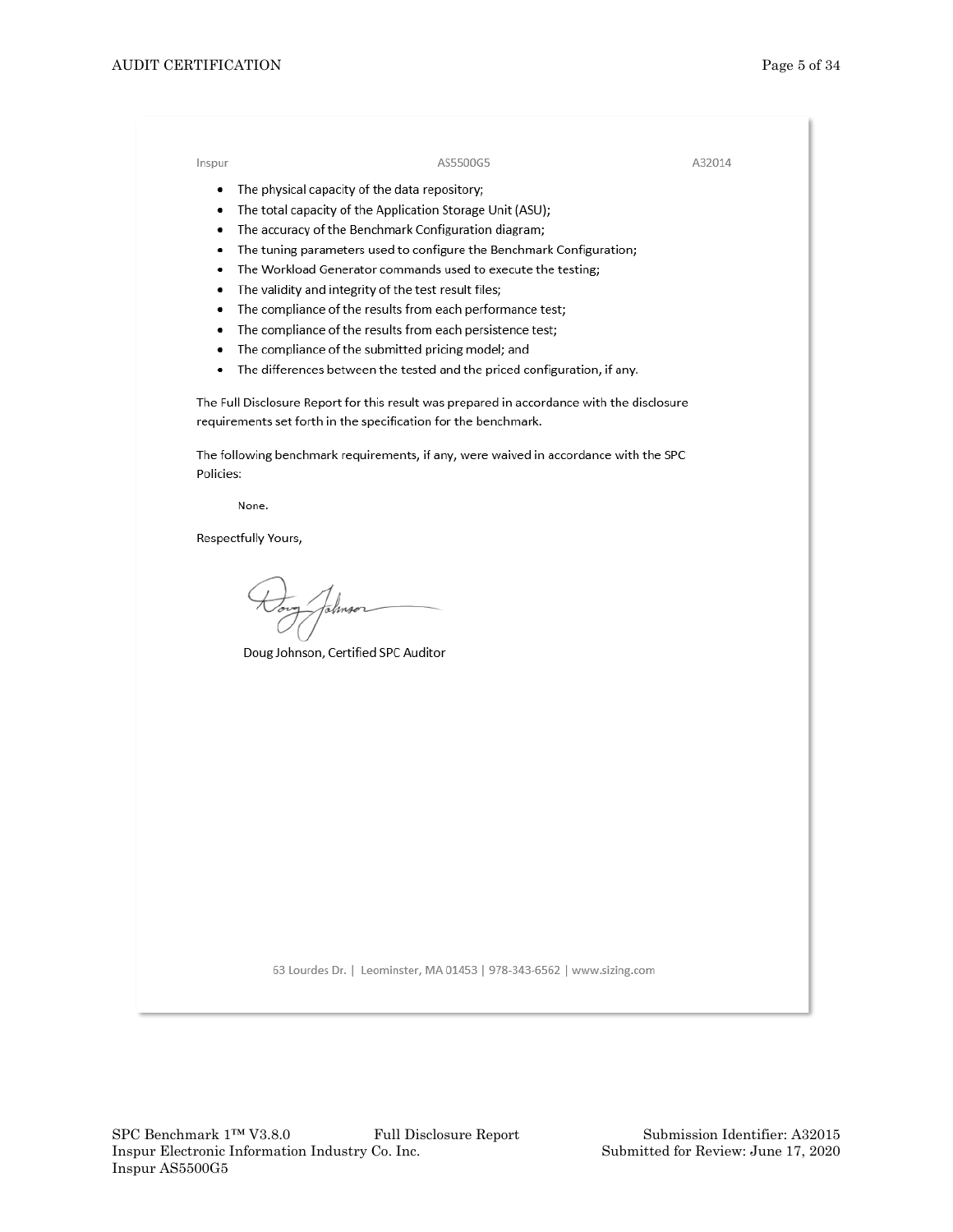Inspur AS5500G5 A32014

- The physical capacity of the data repository;
- The total capacity of the Application Storage Unit (ASU);
- The accuracy of the Benchmark Configuration diagram;
- The tuning parameters used to configure the Benchmark Configuration;
- The Workload Generator commands used to execute the testing;
- The validity and integrity of the test result files;
- The compliance of the results from each performance test;
- The compliance of the results from each persistence test;
- The compliance of the submitted pricing model; and
- The differences between the tested and the priced configuration, if any.

The Full Disclosure Report for this result was prepared in accordance with the disclosure requirements set forth in the specification for the benchmark.

The following benchmark requirements, if any, were waived in accordance with the SPC Policies:

None.

Respectfully Yours,

Doug Johnson, Certified SPC Auditor

63 Lourdes Dr. | Leominster, MA 01453 | 978-343-6562 | www.sizing.com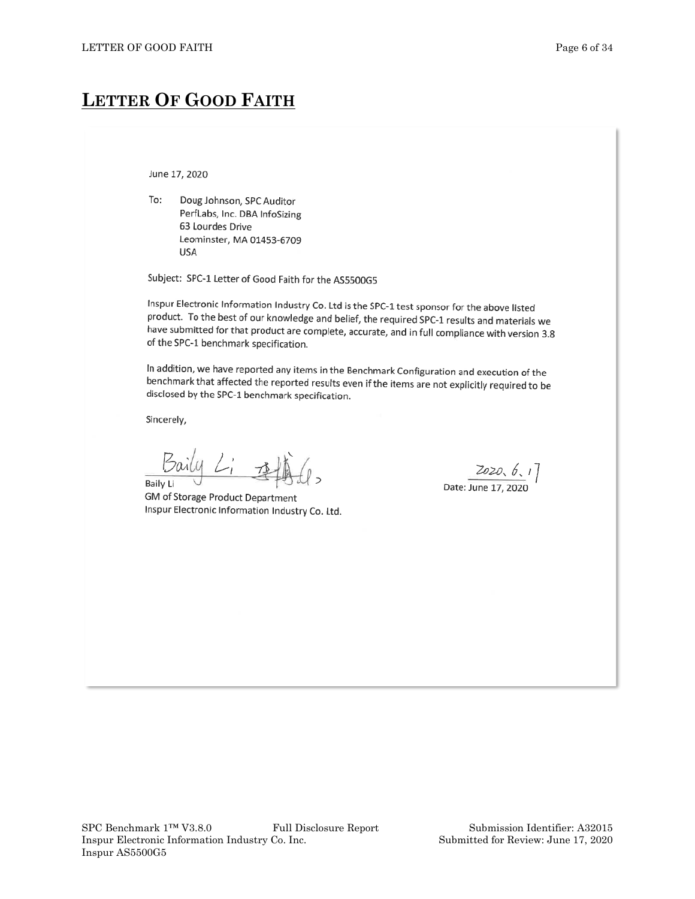# LETTER OF GOOD FAITH

June 17, 2020

To: Doug Johnson, SPC Auditor
PerfLabs, Inc. DBA InfoSizing
63 Lourdes Drive
Leominster, MA 01453-6709
USA

Subject: SPC-1 Letter of Good Faith for the AS5500G5

Inspur Electronic Information Industry Co. Ltd is the SPC-1 test sponsor for the above listed product. To the best of our knowledge and belief, the required SPC-1 results and materials we have submitted for that product are complete, accurate, and in full compliance with version 3.8 of the SPC-1 benchmark specification.

In addition, we have reported any items in the Benchmark Configuration and execution of the benchmark that affected the reported results even if the items are not explicitly required to be disclosed by the SPC-1 benchmark specification.

Sincerely,

Baily Li 李镇

Baily Li
GM of Storage Product Department
Inspur Electronic Information Industry Co. Ltd.

2020、6、17
Date: June 17, 2020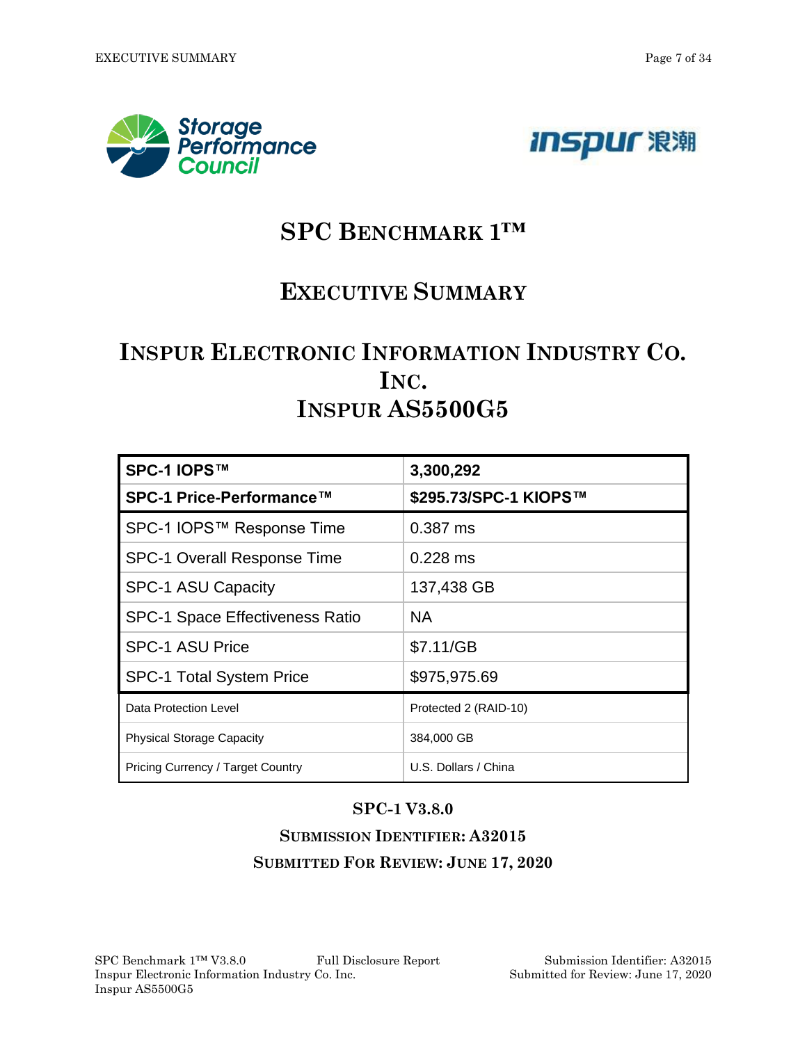# SPC BENCHMARK 1™

# EXECUTIVE SUMMARY

# INSPUR ELECTRONIC INFORMATION INDUSTRY CO. INC.
# INSPUR AS5500G5

| | |
|---|---|
| **SPC-1 IOPS™** | **3,300,292** |
| **SPC-1 Price-Performance™** | **$295.73/SPC-1 KIOPS™** |
| SPC-1 IOPS™ Response Time | 0.387 ms |
| SPC-1 Overall Response Time | 0.228 ms |
| SPC-1 ASU Capacity | 137,438 GB |
| SPC-1 Space Effectiveness Ratio | NA |
| SPC-1 ASU Price | $7.11/GB |
| SPC-1 Total System Price | $975,975.69 |
| Data Protection Level | Protected 2 (RAID-10) |
| Physical Storage Capacity | 384,000 GB |
| Pricing Currency / Target Country | U.S. Dollars / China |

**SPC-1 V3.8.0**

**SUBMISSION IDENTIFIER: A32015**

**SUBMITTED FOR REVIEW: JUNE 17, 2020**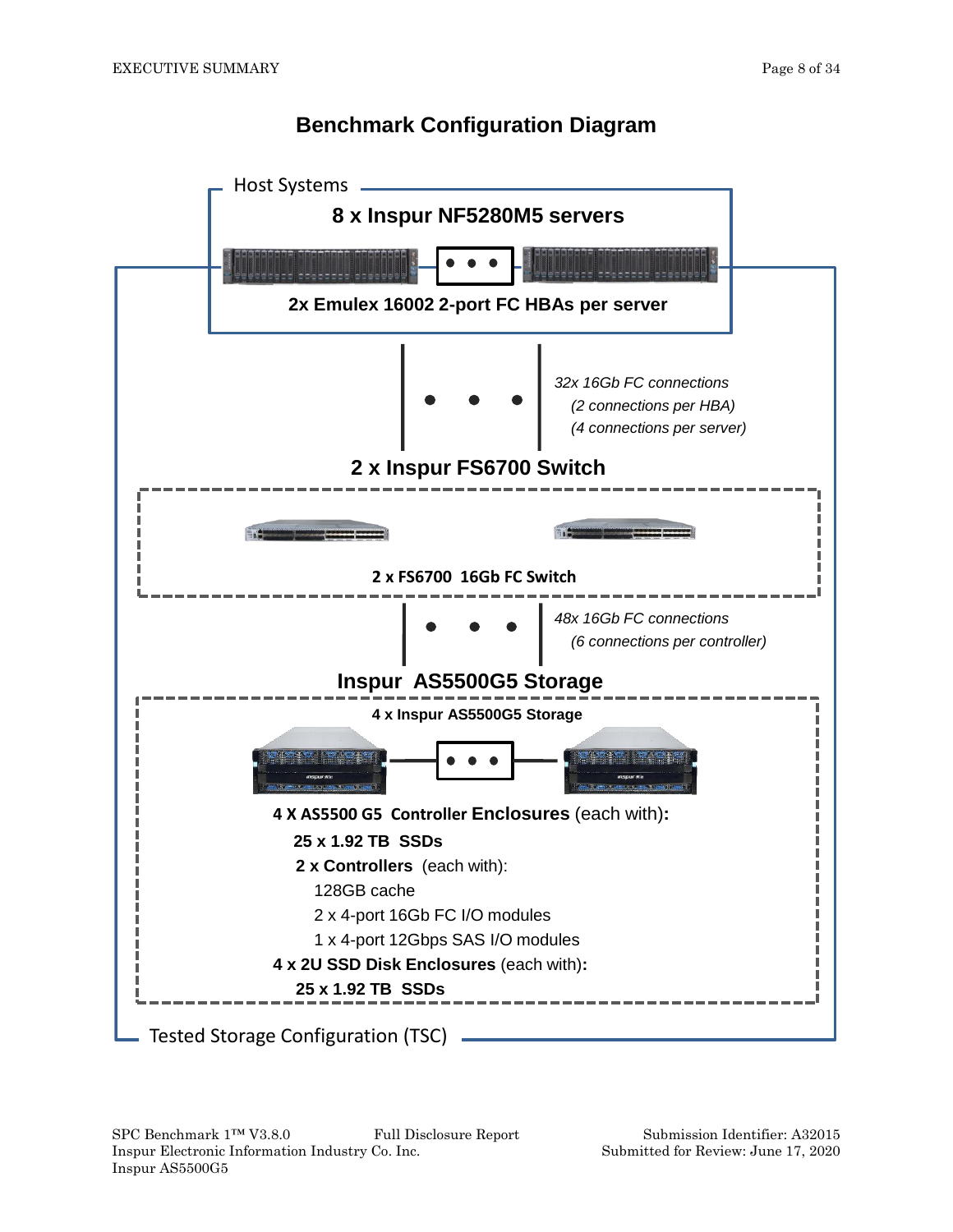## Benchmark Configuration Diagram

Host Systems

**8 x Inspur NF5280M5 servers**

**2x Emulex 16002 2-port FC HBAs per server**

*32x 16Gb FC connections*
*(2 connections per HBA)*
*(4 connections per server)*

**2 x Inspur FS6700 Switch**

**2 x FS6700 16Gb FC Switch**

*48x 16Gb FC connections*
*(6 connections per controller)*

**Inspur AS5500G5 Storage**

**4 x Inspur AS5500G5 Storage**

**4 X AS5500 G5 Controller Enclosures** (each with)**:**

- **25 x 1.92 TB SSDs**
- **2 x Controllers** (each with):
  - 128GB cache
  - 2 x 4-port 16Gb FC I/O modules
  - 1 x 4-port 12Gbps SAS I/O modules

**4 x 2U SSD Disk Enclosures** (each with)**:**

- **25 x 1.92 TB SSDs**

Tested Storage Configuration (TSC)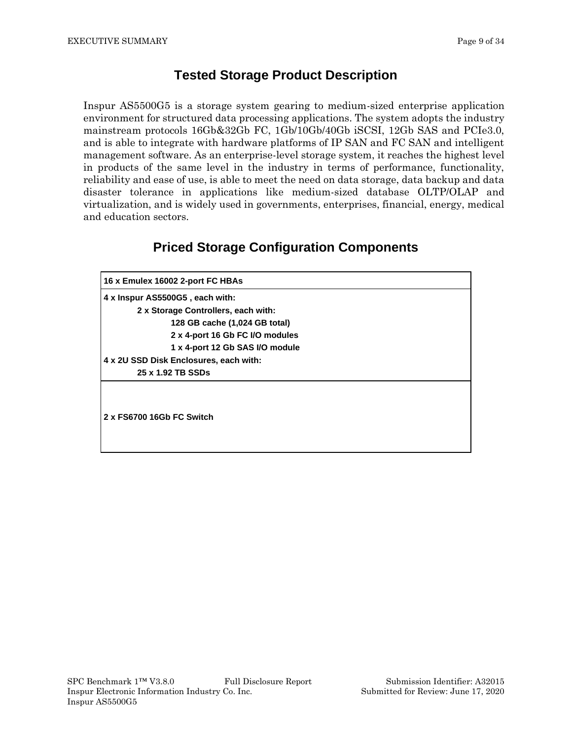## Tested Storage Product Description

Inspur AS5500G5 is a storage system gearing to medium-sized enterprise application environment for structured data processing applications. The system adopts the industry mainstream protocols 16Gb&32Gb FC, 1Gb/10Gb/40Gb iSCSI, 12Gb SAS and PCIe3.0, and is able to integrate with hardware platforms of IP SAN and FC SAN and intelligent management software. As an enterprise-level storage system, it reaches the highest level in products of the same level in the industry in terms of performance, functionality, reliability and ease of use, is able to meet the need on data storage, data backup and data disaster tolerance in applications like medium-sized database OLTP/OLAP and virtualization, and is widely used in governments, enterprises, financial, energy, medical and education sectors.

## Priced Storage Configuration Components

| |
|---|
| **16 x Emulex 16002 2-port FC HBAs** |
| **4 x Inspur AS5500G5 , each with:**<br>&nbsp;&nbsp;&nbsp;&nbsp;**2 x Storage Controllers, each with:**<br>&nbsp;&nbsp;&nbsp;&nbsp;&nbsp;&nbsp;&nbsp;&nbsp;**128 GB cache (1,024 GB total)**<br>&nbsp;&nbsp;&nbsp;&nbsp;&nbsp;&nbsp;&nbsp;&nbsp;**2 x 4-port 16 Gb FC I/O modules**<br>&nbsp;&nbsp;&nbsp;&nbsp;&nbsp;&nbsp;&nbsp;&nbsp;**1 x 4-port 12 Gb SAS I/O module**<br>**4 x 2U SSD Disk Enclosures, each with:**<br>&nbsp;&nbsp;&nbsp;&nbsp;**25 x 1.92 TB SSDs** |
| **2 x FS6700 16Gb FC Switch** |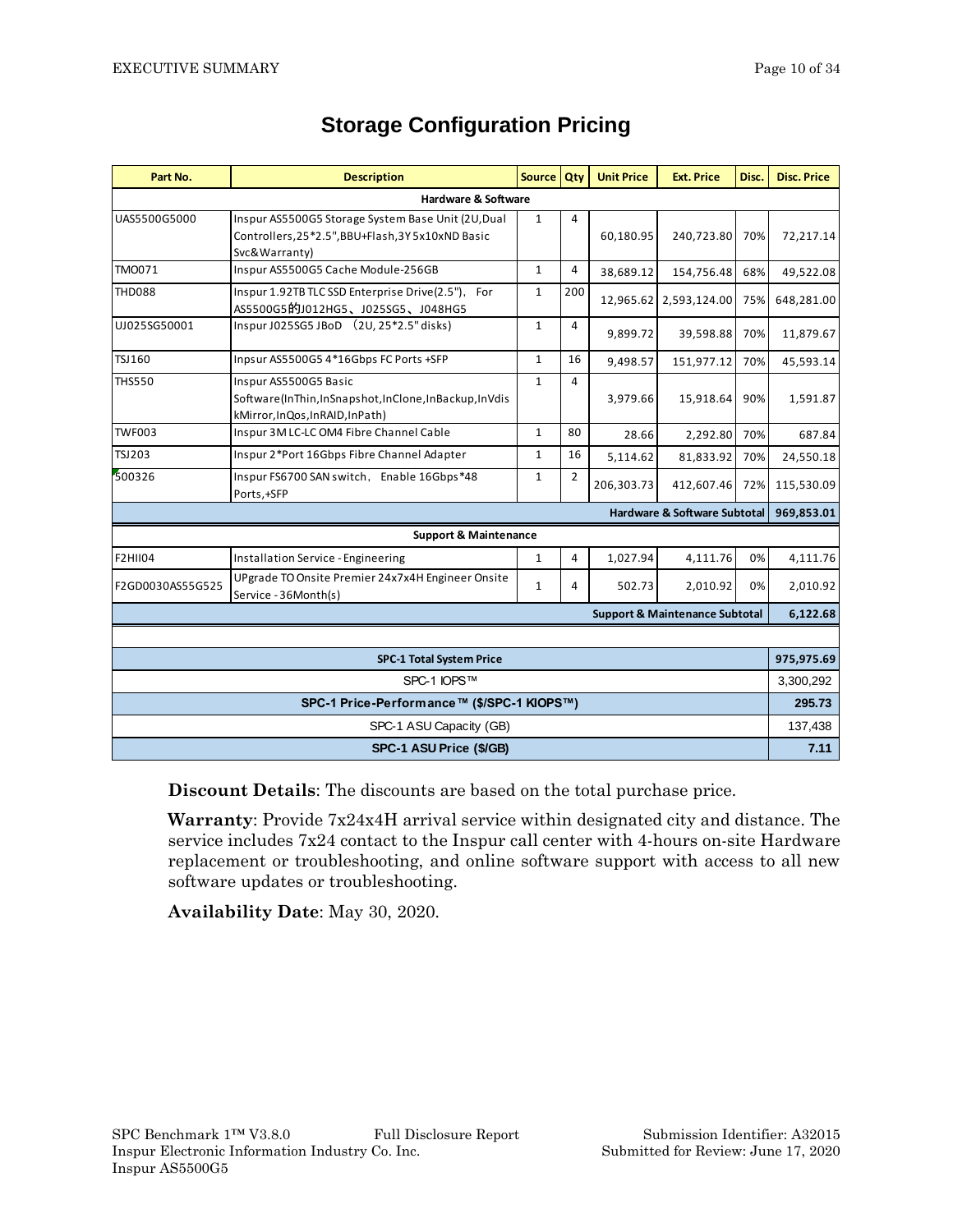## Storage Configuration Pricing

| Part No. | Description | Source | Qty | Unit Price | Ext. Price | Disc. | Disc. Price |
|---|---|---|---|---|---|---|---|
| **Hardware & Software** | | | | | | | |
| UAS5500G5000 | Inspur AS5500G5 Storage System Base Unit (2U,Dual Controllers,25*2.5",BBU+Flash,3Y 5x10xND Basic Svc&Warranty) | 1 | 4 | 60,180.95 | 240,723.80 | 70% | 72,217.14 |
| TMO071 | Inspur AS5500G5 Cache Module-256GB | 1 | 4 | 38,689.12 | 154,756.48 | 68% | 49,522.08 |
| THD088 | Inspur 1.92TB TLC SSD Enterprise Drive(2.5"), For AS5500G5的J012HG5、J025SG5、J048HG5 | 1 | 200 | 12,965.62 | 2,593,124.00 | 75% | 648,281.00 |
| UJ025SG50001 | Inspur J025SG5 JBoD （2U, 25*2.5" disks) | 1 | 4 | 9,899.72 | 39,598.88 | 70% | 11,879.67 |
| TSJ160 | Inpsur AS5500G5 4*16Gbps FC Ports +SFP | 1 | 16 | 9,498.57 | 151,977.12 | 70% | 45,593.14 |
| THS550 | Inspur AS5500G5 Basic Software(InThin,InSnapshot,InClone,InBackup,InVdiskMirror,InQos,InRAID,InPath) | 1 | 4 | 3,979.66 | 15,918.64 | 90% | 1,591.87 |
| TWF003 | Inspur 3M LC-LC OM4 Fibre Channel Cable | 1 | 80 | 28.66 | 2,292.80 | 70% | 687.84 |
| TSJ203 | Inspur 2*Port 16Gbps Fibre Channel Adapter | 1 | 16 | 5,114.62 | 81,833.92 | 70% | 24,550.18 |
| 500326 | Inspur FS6700 SAN switch, Enable 16Gbps*48 Ports,+SFP | 1 | 2 | 206,303.73 | 412,607.46 | 72% | 115,530.09 |
| | | | | | **Hardware & Software Subtotal** | | **969,853.01** |
| **Support & Maintenance** | | | | | | | |
| F2HII04 | Installation Service - Engineering | 1 | 4 | 1,027.94 | 4,111.76 | 0% | 4,111.76 |
| F2GD0030AS55G525 | UPgrade TO Onsite Premier 24x7x4H Engineer Onsite Service - 36Month(s) | 1 | 4 | 502.73 | 2,010.92 | 0% | 2,010.92 |
| | | | | | **Support & Maintenance Subtotal** | | **6,122.68** |
| **SPC-1 Total System Price** | | | | | | | **975,975.69** |
| SPC-1 IOPS™ | | | | | | | 3,300,292 |
| **SPC-1 Price-Performance™ ($/SPC-1 KIOPS™)** | | | | | | | **295.73** |
| SPC-1 ASU Capacity (GB) | | | | | | | 137,438 |
| **SPC-1 ASU Price ($/GB)** | | | | | | | **7.11** |

**Discount Details**: The discounts are based on the total purchase price.

**Warranty**: Provide 7x24x4H arrival service within designated city and distance. The service includes 7x24 contact to the Inspur call center with 4-hours on-site Hardware replacement or troubleshooting, and online software support with access to all new software updates or troubleshooting.

**Availability Date**: May 30, 2020.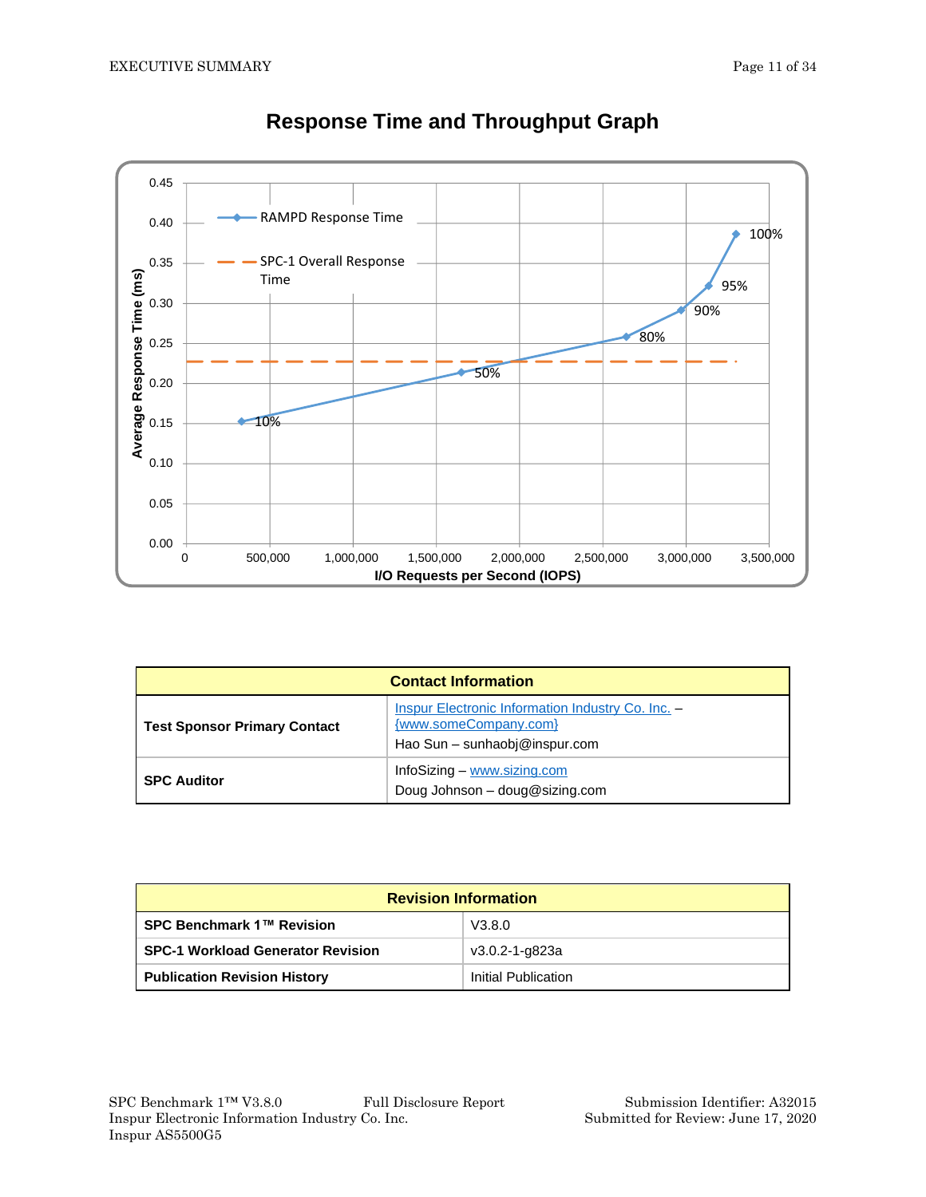## Response Time and Throughput Graph

| Contact Information | |
|---|---|
| **Test Sponsor Primary Contact** | Inspur Electronic Information Industry Co. Inc. – {www.someCompany.com}<br>Hao Sun – sunhaobj@inspur.com |
| **SPC Auditor** | InfoSizing – www.sizing.com<br>Doug Johnson – doug@sizing.com |

| Revision Information | |
|---|---|
| **SPC Benchmark 1™ Revision** | V3.8.0 |
| **SPC-1 Workload Generator Revision** | v3.0.2-1-g823a |
| **Publication Revision History** | Initial Publication |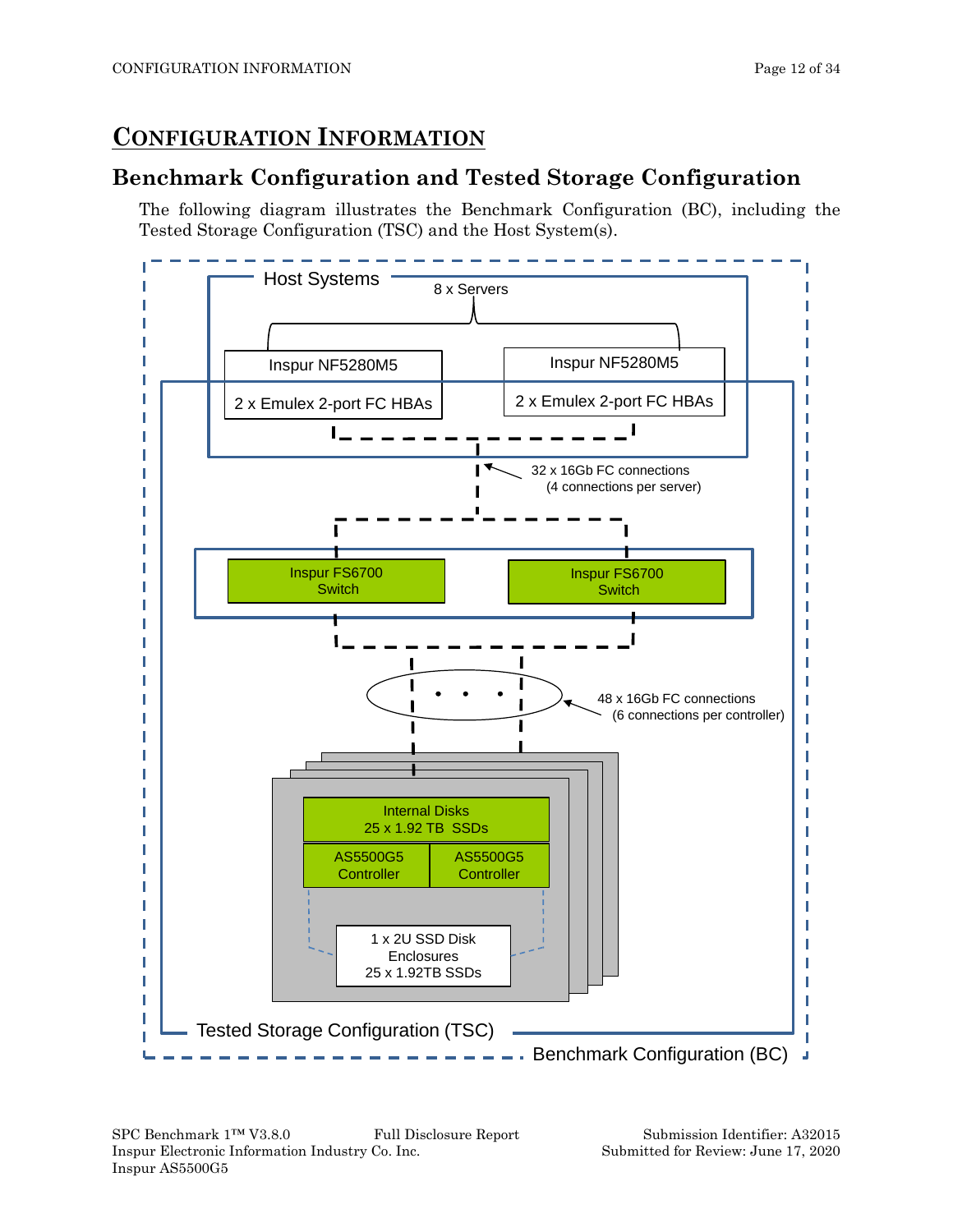# Configuration Information

## Benchmark Configuration and Tested Storage Configuration

The following diagram illustrates the Benchmark Configuration (BC), including the Tested Storage Configuration (TSC) and the Host System(s).

Host Systems

8 x Servers

Inspur NF5280M5

2 x Emulex 2-port FC HBAs

Inspur NF5280M5

2 x Emulex 2-port FC HBAs

32 x 16Gb FC connections (4 connections per server)

Inspur FS6700 Switch

Inspur FS6700 Switch

48 x 16Gb FC connections (6 connections per controller)

Internal Disks 25 x 1.92 TB SSDs

AS5500G5 Controller

AS5500G5 Controller

1 x 2U SSD Disk Enclosures 25 x 1.92TB SSDs

Tested Storage Configuration (TSC)

Benchmark Configuration (BC)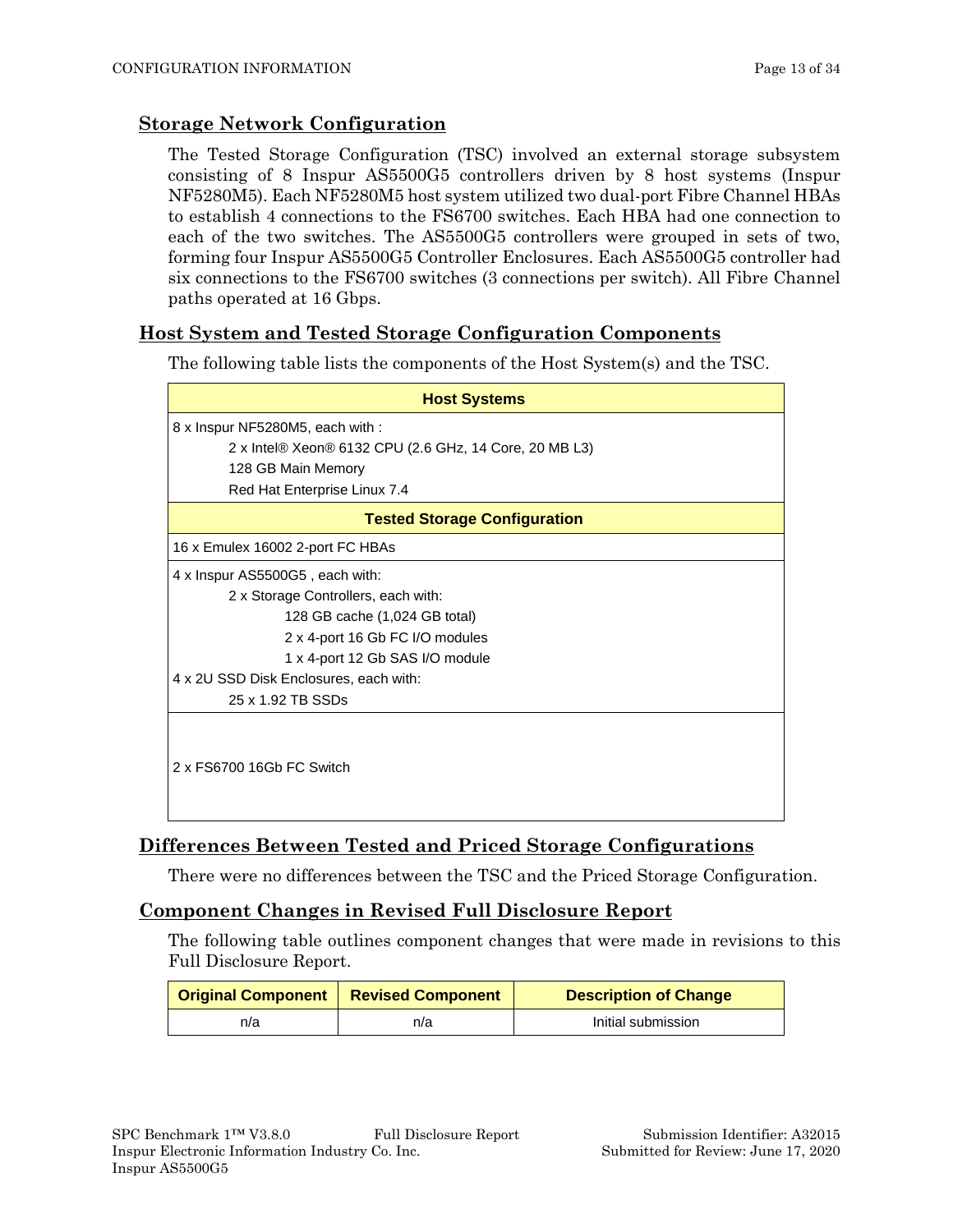## Storage Network Configuration

The Tested Storage Configuration (TSC) involved an external storage subsystem consisting of 8 Inspur AS5500G5 controllers driven by 8 host systems (Inspur NF5280M5). Each NF5280M5 host system utilized two dual-port Fibre Channel HBAs to establish 4 connections to the FS6700 switches. Each HBA had one connection to each of the two switches. The AS5500G5 controllers were grouped in sets of two, forming four Inspur AS5500G5 Controller Enclosures. Each AS5500G5 controller had six connections to the FS6700 switches (3 connections per switch). All Fibre Channel paths operated at 16 Gbps.

## Host System and Tested Storage Configuration Components

The following table lists the components of the Host System(s) and the TSC.

| Host Systems |
|---|
| 8 x Inspur NF5280M5, each with :<br>&nbsp;&nbsp;&nbsp;&nbsp;2 x Intel® Xeon® 6132 CPU (2.6 GHz, 14 Core, 20 MB L3)<br>&nbsp;&nbsp;&nbsp;&nbsp;128 GB Main Memory<br>&nbsp;&nbsp;&nbsp;&nbsp;Red Hat Enterprise Linux 7.4 |
| **Tested Storage Configuration** |
| 16 x Emulex 16002 2-port FC HBAs |
| 4 x Inspur AS5500G5 , each with:<br>&nbsp;&nbsp;&nbsp;&nbsp;2 x Storage Controllers, each with:<br>&nbsp;&nbsp;&nbsp;&nbsp;&nbsp;&nbsp;&nbsp;&nbsp;128 GB cache (1,024 GB total)<br>&nbsp;&nbsp;&nbsp;&nbsp;&nbsp;&nbsp;&nbsp;&nbsp;2 x 4-port 16 Gb FC I/O modules<br>&nbsp;&nbsp;&nbsp;&nbsp;&nbsp;&nbsp;&nbsp;&nbsp;1 x 4-port 12 Gb SAS I/O module<br>4 x 2U SSD Disk Enclosures, each with:<br>&nbsp;&nbsp;&nbsp;&nbsp;25 x 1.92 TB SSDs |
| 2 x FS6700 16Gb FC Switch |

## Differences Between Tested and Priced Storage Configurations

There were no differences between the TSC and the Priced Storage Configuration.

## Component Changes in Revised Full Disclosure Report

The following table outlines component changes that were made in revisions to this Full Disclosure Report.

| Original Component | Revised Component | Description of Change |
|---|---|---|
| n/a | n/a | Initial submission |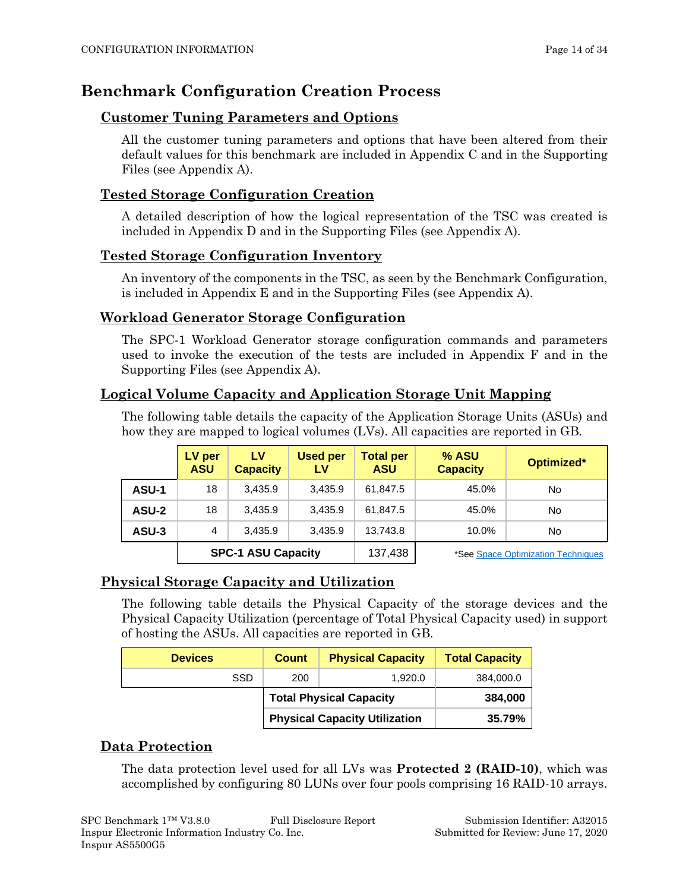# Benchmark Configuration Creation Process

## Customer Tuning Parameters and Options

All the customer tuning parameters and options that have been altered from their default values for this benchmark are included in Appendix C and in the Supporting Files (see Appendix A).

## Tested Storage Configuration Creation

A detailed description of how the logical representation of the TSC was created is included in Appendix D and in the Supporting Files (see Appendix A).

## Tested Storage Configuration Inventory

An inventory of the components in the TSC, as seen by the Benchmark Configuration, is included in Appendix E and in the Supporting Files (see Appendix A).

## Workload Generator Storage Configuration

The SPC-1 Workload Generator storage configuration commands and parameters used to invoke the execution of the tests are included in Appendix F and in the Supporting Files (see Appendix A).

## Logical Volume Capacity and Application Storage Unit Mapping

The following table details the capacity of the Application Storage Units (ASUs) and how they are mapped to logical volumes (LVs). All capacities are reported in GB.

| | LV per ASU | LV Capacity | Used per LV | Total per ASU | % ASU Capacity | Optimized* |
|---|---|---|---|---|---|---|
| **ASU-1** | 18 | 3,435.9 | 3,435.9 | 61,847.5 | 45.0% | No |
| **ASU-2** | 18 | 3,435.9 | 3,435.9 | 61,847.5 | 45.0% | No |
| **ASU-3** | 4 | 3,435.9 | 3,435.9 | 13,743.8 | 10.0% | No |
| | **SPC-1 ASU Capacity** | | | 137,438 | | |

*See Space Optimization Techniques

## Physical Storage Capacity and Utilization

The following table details the Physical Capacity of the storage devices and the Physical Capacity Utilization (percentage of Total Physical Capacity used) in support of hosting the ASUs. All capacities are reported in GB.

| Devices | Count | Physical Capacity | Total Capacity |
|---|---|---|---|
| SSD | 200 | 1,920.0 | 384,000.0 |
| | **Total Physical Capacity** | | **384,000** |
| | **Physical Capacity Utilization** | | **35.79%** |

## Data Protection

The data protection level used for all LVs was **Protected 2 (RAID-10)**, which was accomplished by configuring 80 LUNs over four pools comprising 16 RAID-10 arrays.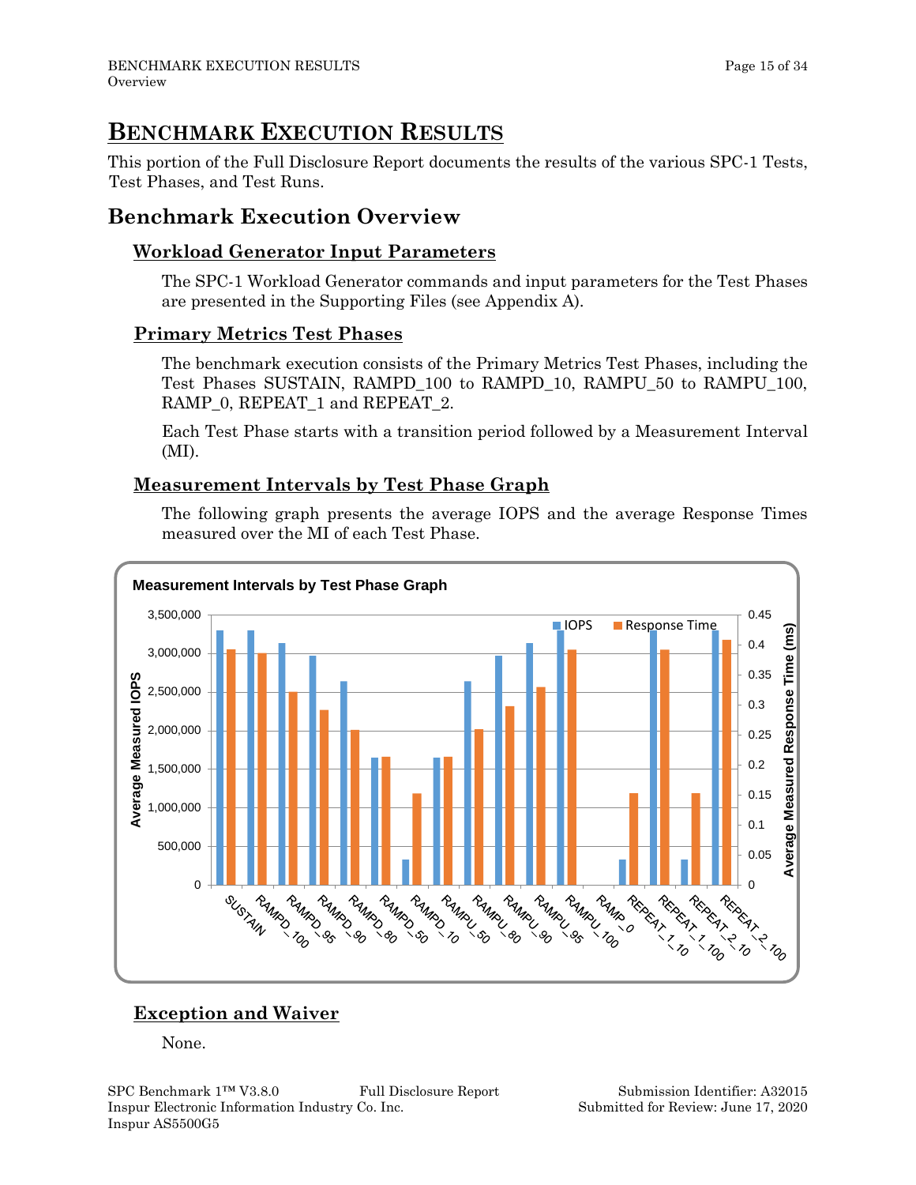# BENCHMARK EXECUTION RESULTS

This portion of the Full Disclosure Report documents the results of the various SPC-1 Tests, Test Phases, and Test Runs.

## Benchmark Execution Overview

### Workload Generator Input Parameters

The SPC-1 Workload Generator commands and input parameters for the Test Phases are presented in the Supporting Files (see Appendix A).

### Primary Metrics Test Phases

The benchmark execution consists of the Primary Metrics Test Phases, including the Test Phases SUSTAIN, RAMPD_100 to RAMPD_10, RAMPU_50 to RAMPU_100, RAMP_0, REPEAT_1 and REPEAT_2.

Each Test Phase starts with a transition period followed by a Measurement Interval (MI).

### Measurement Intervals by Test Phase Graph

The following graph presents the average IOPS and the average Response Times measured over the MI of each Test Phase.

**Measurement Intervals by Test Phase Graph**

### Exception and Waiver

None.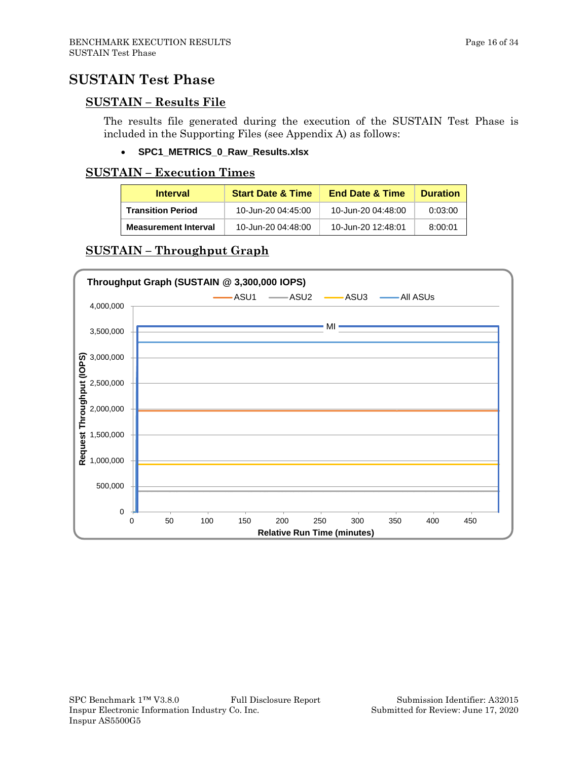# SUSTAIN Test Phase

## SUSTAIN – Results File

The results file generated during the execution of the SUSTAIN Test Phase is included in the Supporting Files (see Appendix A) as follows:

- **SPC1_METRICS_0_Raw_Results.xlsx**

## SUSTAIN – Execution Times

| Interval | Start Date & Time | End Date & Time | Duration |
|---|---|---|---|
| **Transition Period** | 10-Jun-20 04:45:00 | 10-Jun-20 04:48:00 | 0:03:00 |
| **Measurement Interval** | 10-Jun-20 04:48:00 | 10-Jun-20 12:48:01 | 8:00:01 |

## SUSTAIN – Throughput Graph

**Throughput Graph (SUSTAIN @ 3,300,000 IOPS)**

Legend: ASU1, ASU2, ASU3, All ASUs

Y-axis: Request Throughput (IOPS) — 0 to 4,000,000

X-axis: Relative Run Time (minutes) — 0 to 450

MI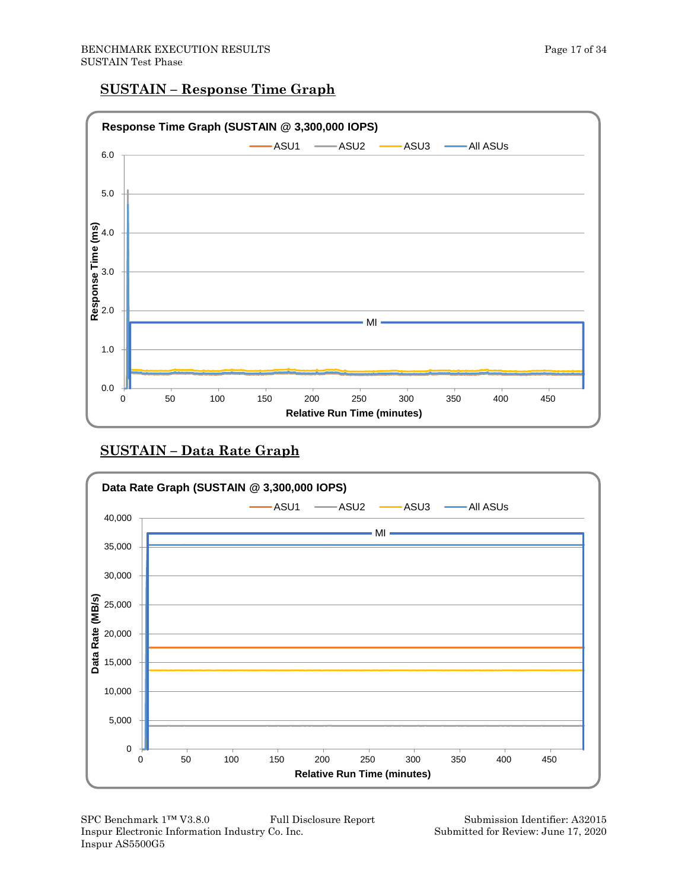## SUSTAIN – Response Time Graph

Response Time Graph (SUSTAIN @ 3,300,000 IOPS)

## SUSTAIN – Data Rate Graph

Data Rate Graph (SUSTAIN @ 3,300,000 IOPS)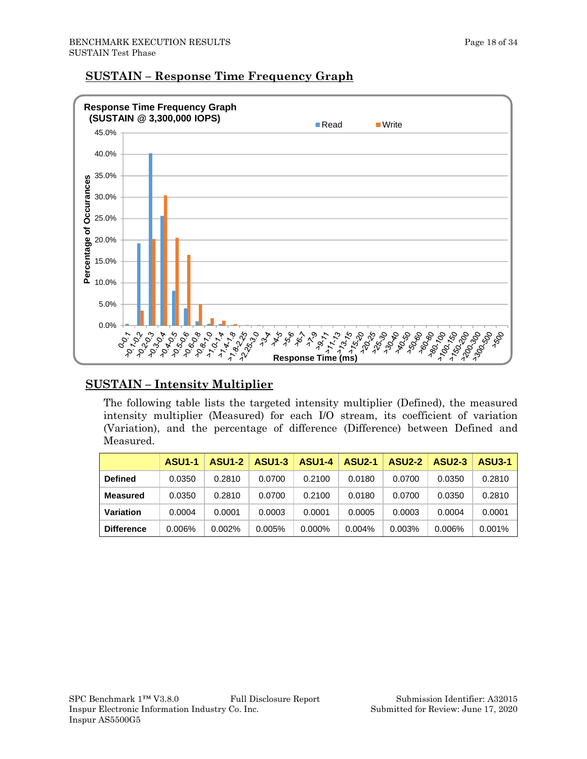## SUSTAIN – Response Time Frequency Graph

## SUSTAIN – Intensity Multiplier

The following table lists the targeted intensity multiplier (Defined), the measured intensity multiplier (Measured) for each I/O stream, its coefficient of variation (Variation), and the percentage of difference (Difference) between Defined and Measured.

| | ASU1-1 | ASU1-2 | ASU1-3 | ASU1-4 | ASU2-1 | ASU2-2 | ASU2-3 | ASU3-1 |
|---|---|---|---|---|---|---|---|---|
| **Defined** | 0.0350 | 0.2810 | 0.0700 | 0.2100 | 0.0180 | 0.0700 | 0.0350 | 0.2810 |
| **Measured** | 0.0350 | 0.2810 | 0.0700 | 0.2100 | 0.0180 | 0.0700 | 0.0350 | 0.2810 |
| **Variation** | 0.0004 | 0.0001 | 0.0003 | 0.0001 | 0.0005 | 0.0003 | 0.0004 | 0.0001 |
| **Difference** | 0.006% | 0.002% | 0.005% | 0.000% | 0.004% | 0.003% | 0.006% | 0.001% |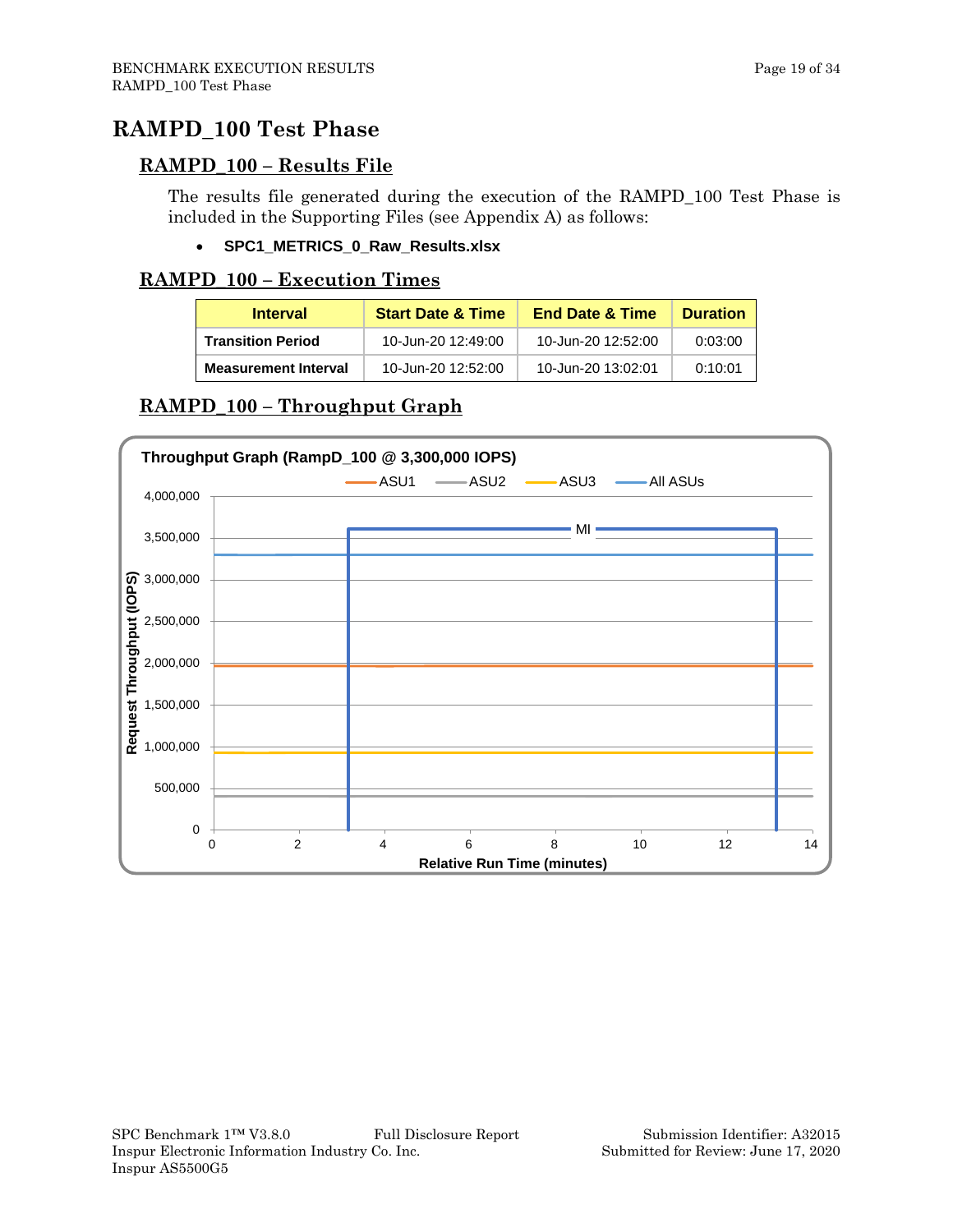# RAMPD_100 Test Phase

## RAMPD_100 – Results File

The results file generated during the execution of the RAMPD_100 Test Phase is included in the Supporting Files (see Appendix A) as follows:

- **SPC1_METRICS_0_Raw_Results.xlsx**

## RAMPD_100 – Execution Times

| Interval | Start Date & Time | End Date & Time | Duration |
|---|---|---|---|
| **Transition Period** | 10-Jun-20 12:49:00 | 10-Jun-20 12:52:00 | 0:03:00 |
| **Measurement Interval** | 10-Jun-20 12:52:00 | 10-Jun-20 13:02:01 | 0:10:01 |

## RAMPD_100 – Throughput Graph

**Throughput Graph (RampD_100 @ 3,300,000 IOPS)**

Legend: ASU1, ASU2, ASU3, All ASUs

Y-axis: Request Throughput (IOPS) — 0 to 4,000,000

X-axis: Relative Run Time (minutes) — 0 to 14

MI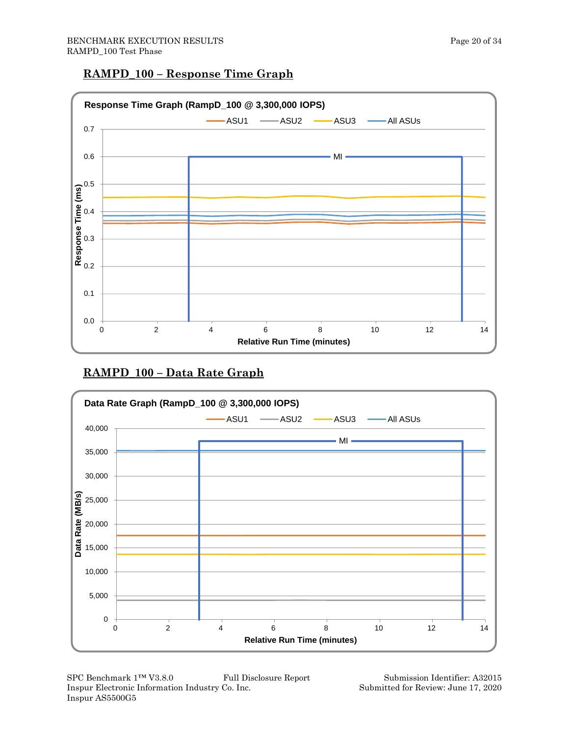## RAMPD_100 – Response Time Graph

**Response Time Graph (RampD_100 @ 3,300,000 IOPS)**

ASU1 — ASU2 — ASU3 — All ASUs

Response Time (ms)

Relative Run Time (minutes)

## RAMPD_100 – Data Rate Graph

**Data Rate Graph (RampD_100 @ 3,300,000 IOPS)**

ASU1 — ASU2 — ASU3 — All ASUs

Data Rate (MB/s)

Relative Run Time (minutes)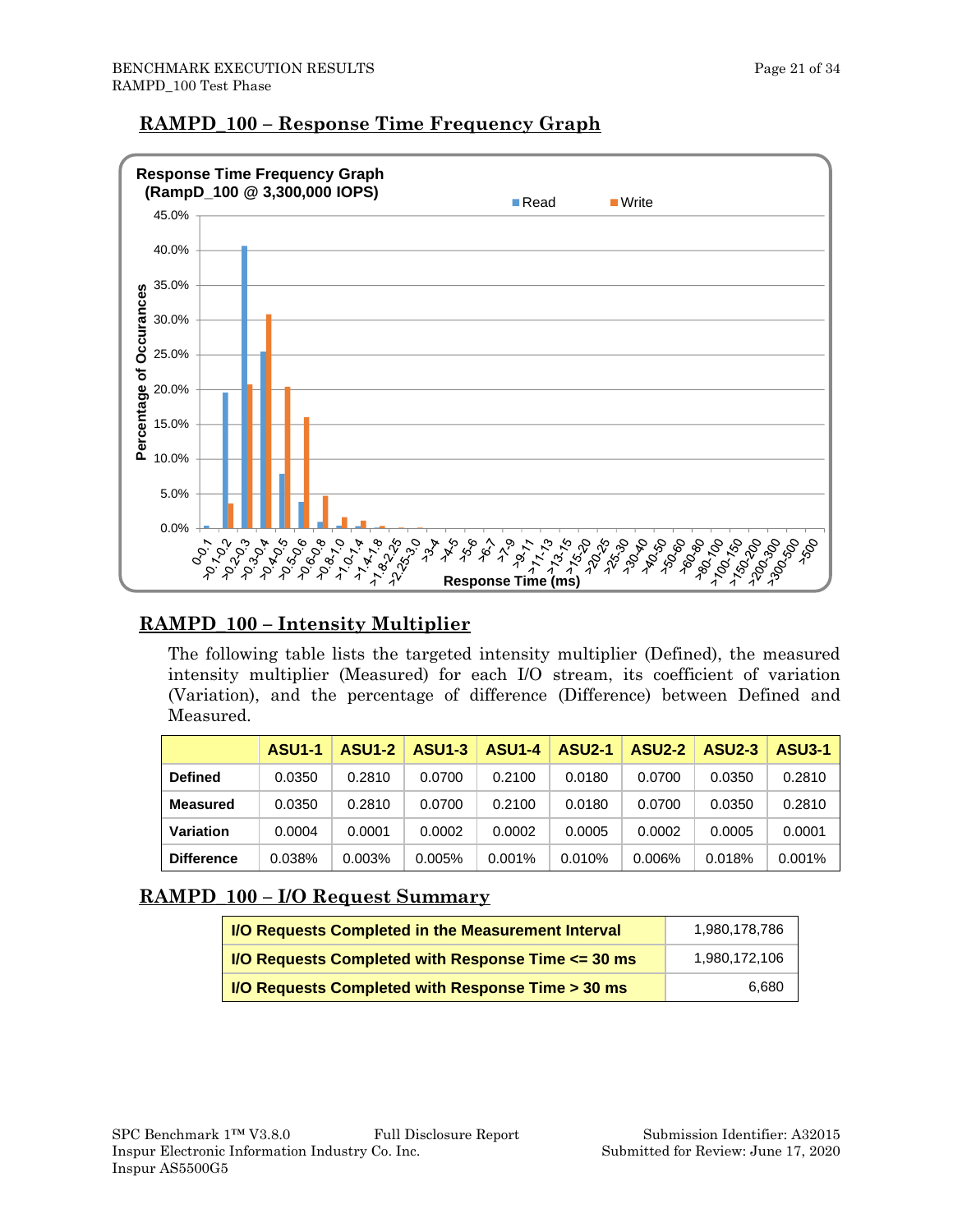## RAMPD_100 – Response Time Frequency Graph

Response Time Frequency Graph
(RampD_100 @ 3,300,000 IOPS)

## RAMPD_100 – Intensity Multiplier

The following table lists the targeted intensity multiplier (Defined), the measured intensity multiplier (Measured) for each I/O stream, its coefficient of variation (Variation), and the percentage of difference (Difference) between Defined and Measured.

| | ASU1-1 | ASU1-2 | ASU1-3 | ASU1-4 | ASU2-1 | ASU2-2 | ASU2-3 | ASU3-1 |
|---|---|---|---|---|---|---|---|---|
| **Defined** | 0.0350 | 0.2810 | 0.0700 | 0.2100 | 0.0180 | 0.0700 | 0.0350 | 0.2810 |
| **Measured** | 0.0350 | 0.2810 | 0.0700 | 0.2100 | 0.0180 | 0.0700 | 0.0350 | 0.2810 |
| **Variation** | 0.0004 | 0.0001 | 0.0002 | 0.0002 | 0.0005 | 0.0002 | 0.0005 | 0.0001 |
| **Difference** | 0.038% | 0.003% | 0.005% | 0.001% | 0.010% | 0.006% | 0.018% | 0.001% |

## RAMPD_100 – I/O Request Summary

| | |
|---|---|
| **I/O Requests Completed in the Measurement Interval** | 1,980,178,786 |
| **I/O Requests Completed with Response Time <= 30 ms** | 1,980,172,106 |
| **I/O Requests Completed with Response Time > 30 ms** | 6,680 |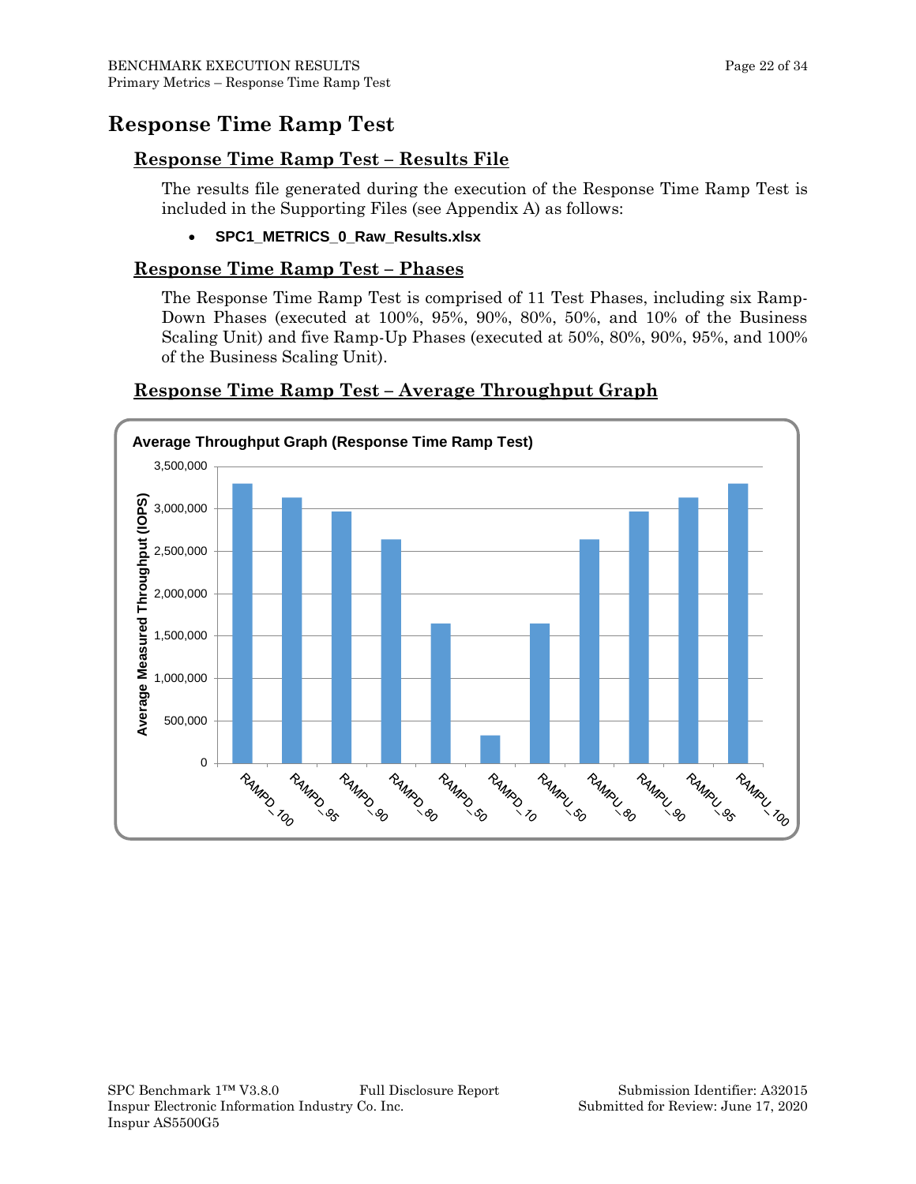# Response Time Ramp Test

## Response Time Ramp Test – Results File

The results file generated during the execution of the Response Time Ramp Test is included in the Supporting Files (see Appendix A) as follows:

- **SPC1_METRICS_0_Raw_Results.xlsx**

## Response Time Ramp Test – Phases

The Response Time Ramp Test is comprised of 11 Test Phases, including six Ramp-Down Phases (executed at 100%, 95%, 90%, 80%, 50%, and 10% of the Business Scaling Unit) and five Ramp-Up Phases (executed at 50%, 80%, 90%, 95%, and 100% of the Business Scaling Unit).

## Response Time Ramp Test – Average Throughput Graph

**Average Throughput Graph (Response Time Ramp Test)**

Average Measured Throughput (IOPS)

3,500,000
3,000,000
2,500,000
2,000,000
1,500,000
1,000,000
500,000
0

RAMPD_100 RAMPD_95 RAMPD_90 RAMPD_80 RAMPD_50 RAMPD_10 RAMPU_50 RAMPU_80 RAMPU_90 RAMPU_95 RAMPU_100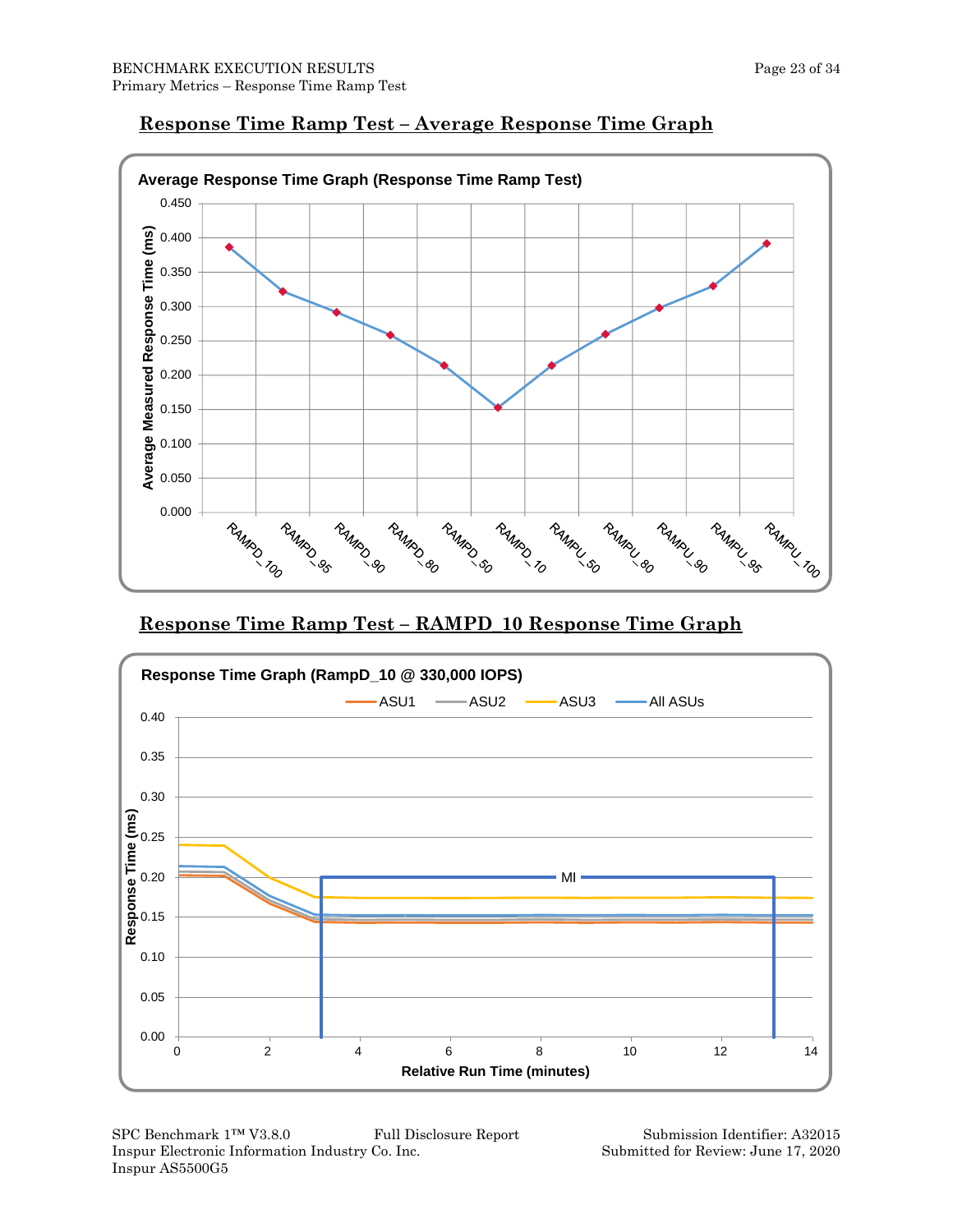## Response Time Ramp Test – Average Response Time Graph

**Average Response Time Graph (Response Time Ramp Test)**

## Response Time Ramp Test – RAMPD_10 Response Time Graph

**Response Time Graph (RampD_10 @ 330,000 IOPS)**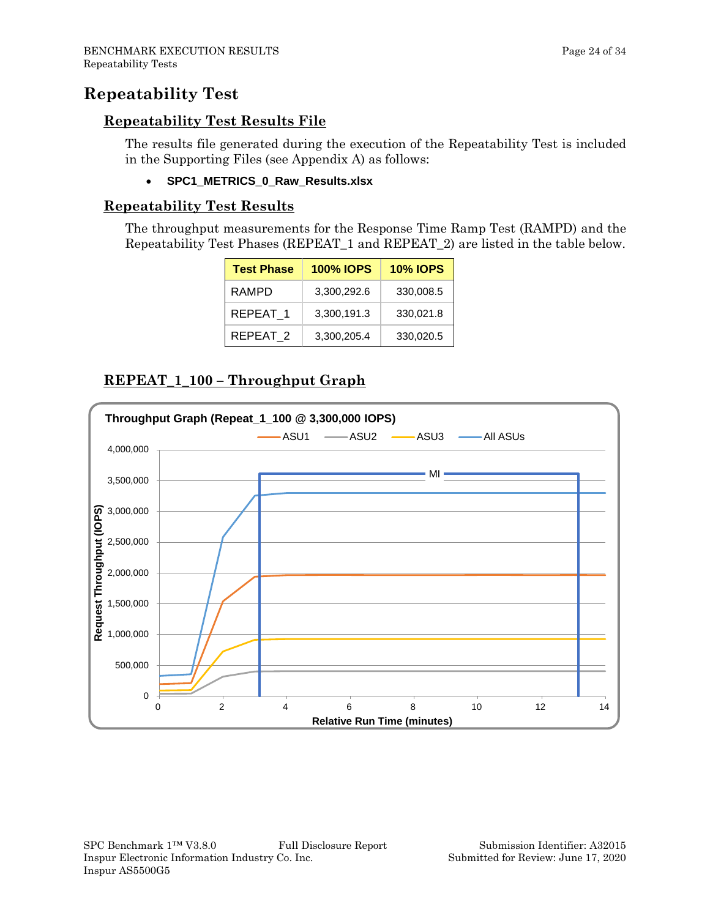# Repeatability Test

## Repeatability Test Results File

The results file generated during the execution of the Repeatability Test is included in the Supporting Files (see Appendix A) as follows:

- **SPC1_METRICS_0_Raw_Results.xlsx**

## Repeatability Test Results

The throughput measurements for the Response Time Ramp Test (RAMPD) and the Repeatability Test Phases (REPEAT_1 and REPEAT_2) are listed in the table below.

| Test Phase | 100% IOPS | 10% IOPS |
|---|---|---|
| RAMPD | 3,300,292.6 | 330,008.5 |
| REPEAT_1 | 3,300,191.3 | 330,021.8 |
| REPEAT_2 | 3,300,205.4 | 330,020.5 |

## REPEAT_1_100 – Throughput Graph

Throughput Graph (Repeat_1_100 @ 3,300,000 IOPS)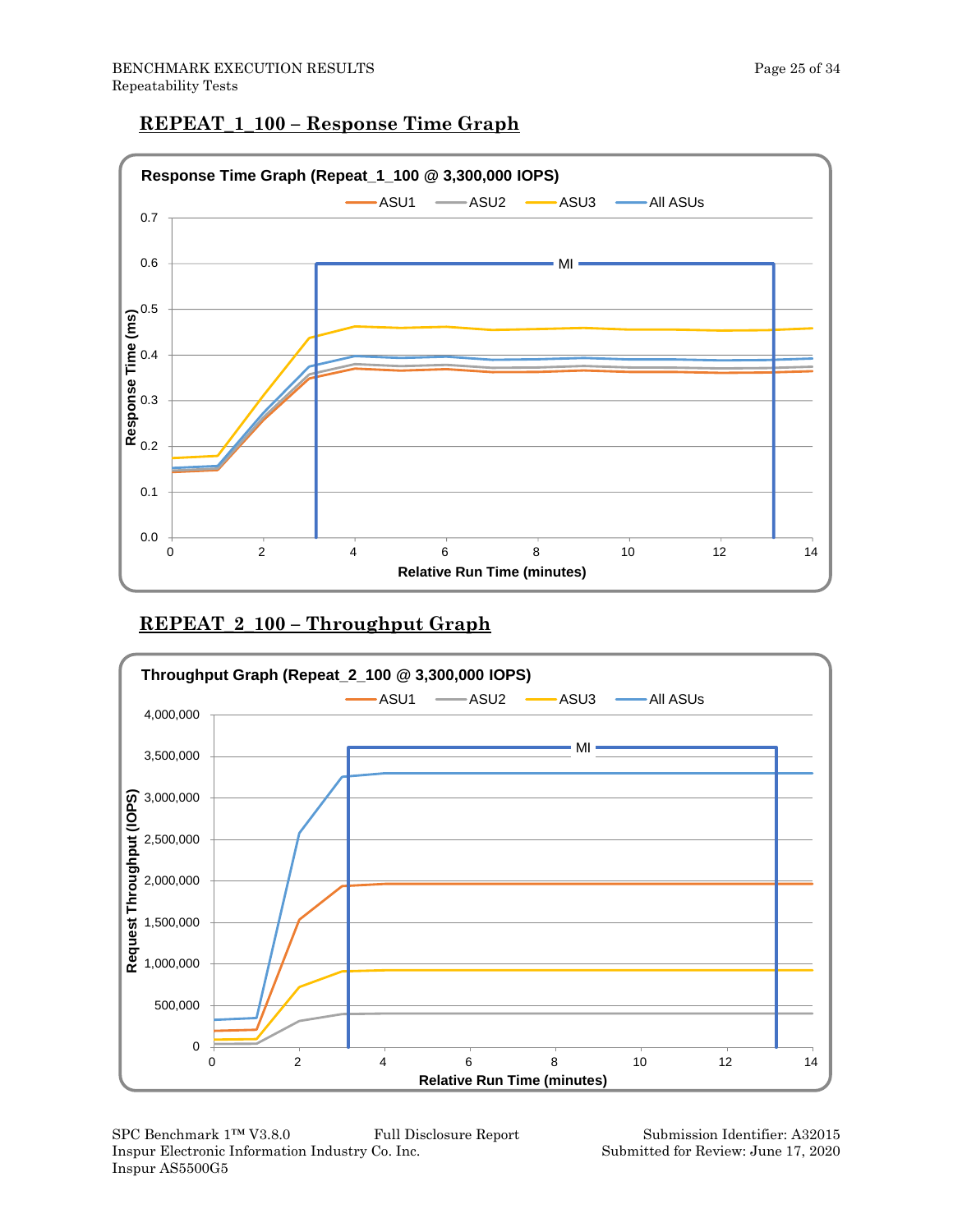## REPEAT_1_100 – Response Time Graph

Response Time Graph (Repeat_1_100 @ 3,300,000 IOPS)

## REPEAT_2_100 – Throughput Graph

Throughput Graph (Repeat_2_100 @ 3,300,000 IOPS)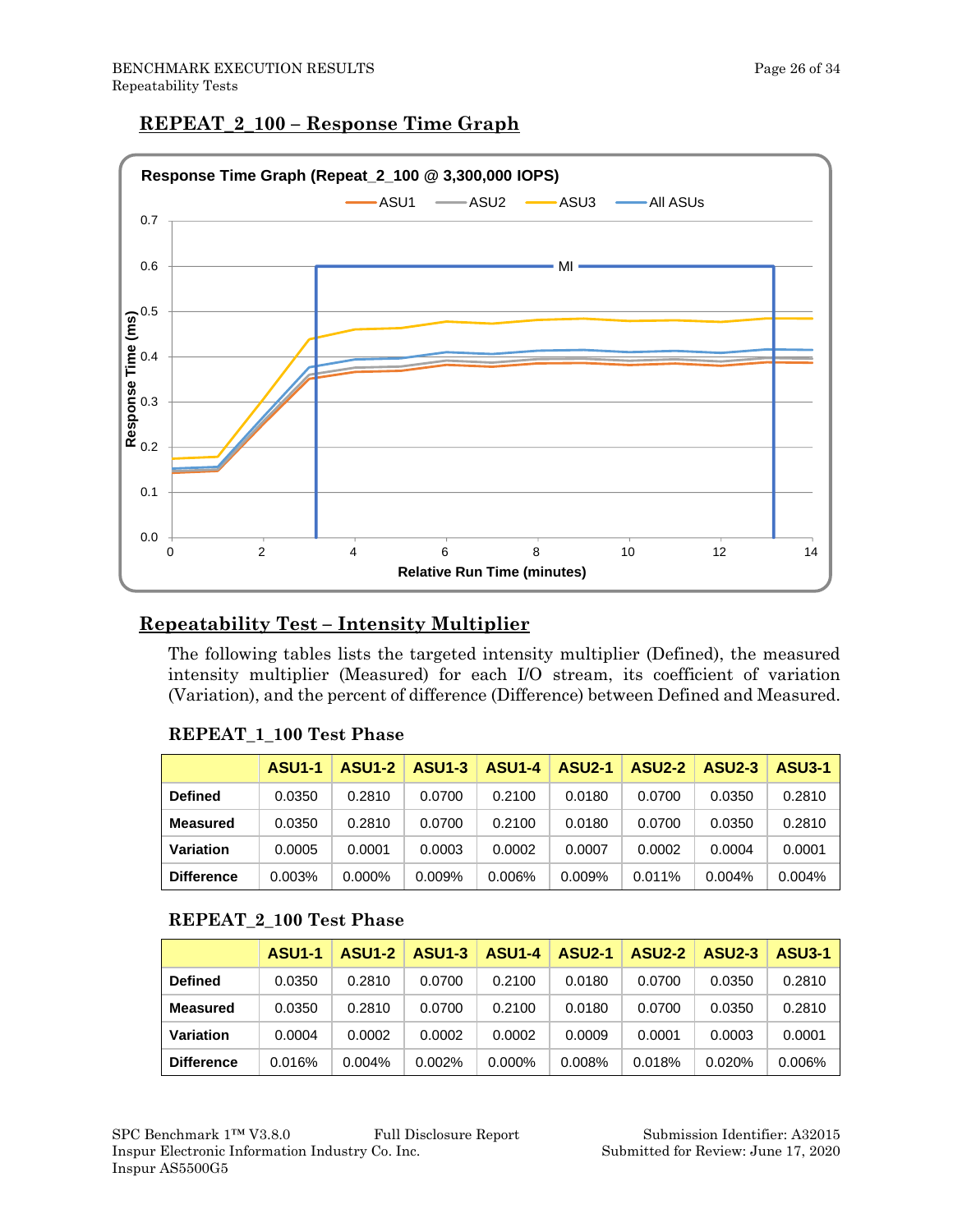## REPEAT_2_100 – Response Time Graph

## Repeatability Test – Intensity Multiplier

The following tables lists the targeted intensity multiplier (Defined), the measured intensity multiplier (Measured) for each I/O stream, its coefficient of variation (Variation), and the percent of difference (Difference) between Defined and Measured.

### REPEAT_1_100 Test Phase

| | ASU1-1 | ASU1-2 | ASU1-3 | ASU1-4 | ASU2-1 | ASU2-2 | ASU2-3 | ASU3-1 |
|---|---|---|---|---|---|---|---|---|
| **Defined** | 0.0350 | 0.2810 | 0.0700 | 0.2100 | 0.0180 | 0.0700 | 0.0350 | 0.2810 |
| **Measured** | 0.0350 | 0.2810 | 0.0700 | 0.2100 | 0.0180 | 0.0700 | 0.0350 | 0.2810 |
| **Variation** | 0.0005 | 0.0001 | 0.0003 | 0.0002 | 0.0007 | 0.0002 | 0.0004 | 0.0001 |
| **Difference** | 0.003% | 0.000% | 0.009% | 0.006% | 0.009% | 0.011% | 0.004% | 0.004% |

### REPEAT_2_100 Test Phase

| | ASU1-1 | ASU1-2 | ASU1-3 | ASU1-4 | ASU2-1 | ASU2-2 | ASU2-3 | ASU3-1 |
|---|---|---|---|---|---|---|---|---|
| **Defined** | 0.0350 | 0.2810 | 0.0700 | 0.2100 | 0.0180 | 0.0700 | 0.0350 | 0.2810 |
| **Measured** | 0.0350 | 0.2810 | 0.0700 | 0.2100 | 0.0180 | 0.0700 | 0.0350 | 0.2810 |
| **Variation** | 0.0004 | 0.0002 | 0.0002 | 0.0002 | 0.0009 | 0.0001 | 0.0003 | 0.0001 |
| **Difference** | 0.016% | 0.004% | 0.002% | 0.000% | 0.008% | 0.018% | 0.020% | 0.006% |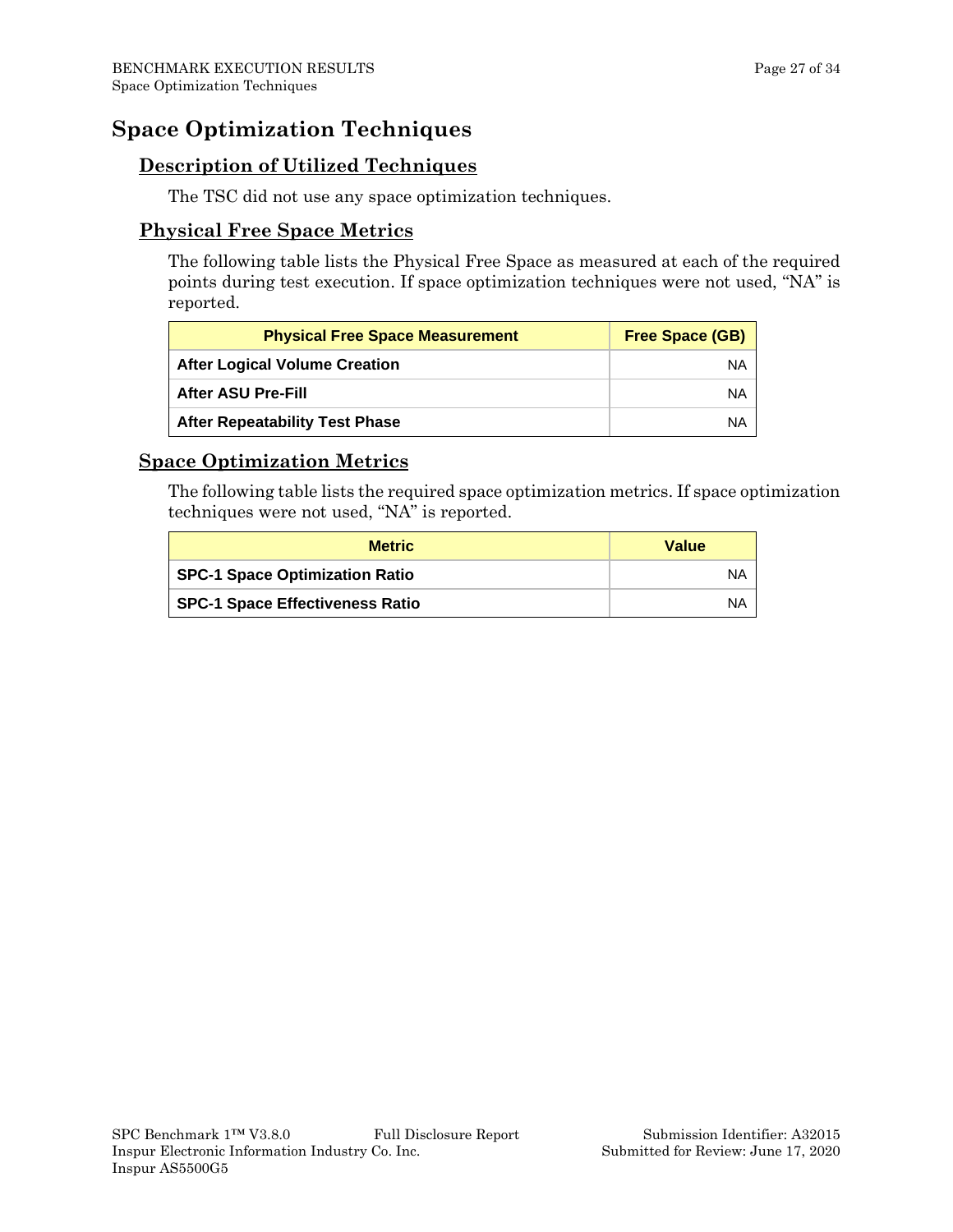# Space Optimization Techniques

## Description of Utilized Techniques

The TSC did not use any space optimization techniques.

## Physical Free Space Metrics

The following table lists the Physical Free Space as measured at each of the required points during test execution. If space optimization techniques were not used, "NA" is reported.

| Physical Free Space Measurement | Free Space (GB) |
|---|---|
| **After Logical Volume Creation** | NA |
| **After ASU Pre-Fill** | NA |
| **After Repeatability Test Phase** | NA |

## Space Optimization Metrics

The following table lists the required space optimization metrics. If space optimization techniques were not used, "NA" is reported.

| Metric | Value |
|---|---|
| **SPC-1 Space Optimization Ratio** | NA |
| **SPC-1 Space Effectiveness Ratio** | NA |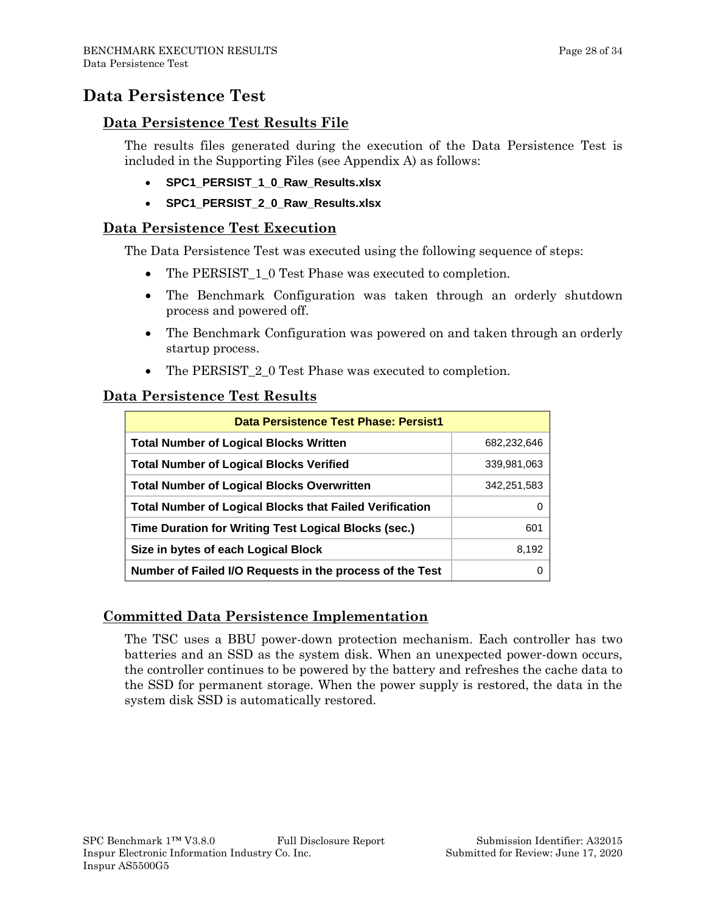# Data Persistence Test

## Data Persistence Test Results File

The results files generated during the execution of the Data Persistence Test is included in the Supporting Files (see Appendix A) as follows:

- **SPC1_PERSIST_1_0_Raw_Results.xlsx**
- **SPC1_PERSIST_2_0_Raw_Results.xlsx**

## Data Persistence Test Execution

The Data Persistence Test was executed using the following sequence of steps:

- The PERSIST_1_0 Test Phase was executed to completion.
- The Benchmark Configuration was taken through an orderly shutdown process and powered off.
- The Benchmark Configuration was powered on and taken through an orderly startup process.
- The PERSIST_2_0 Test Phase was executed to completion.

## Data Persistence Test Results

| Data Persistence Test Phase: Persist1 | |
|---|---|
| **Total Number of Logical Blocks Written** | 682,232,646 |
| **Total Number of Logical Blocks Verified** | 339,981,063 |
| **Total Number of Logical Blocks Overwritten** | 342,251,583 |
| **Total Number of Logical Blocks that Failed Verification** | 0 |
| **Time Duration for Writing Test Logical Blocks (sec.)** | 601 |
| **Size in bytes of each Logical Block** | 8,192 |
| **Number of Failed I/O Requests in the process of the Test** | 0 |

## Committed Data Persistence Implementation

The TSC uses a BBU power-down protection mechanism. Each controller has two batteries and an SSD as the system disk. When an unexpected power-down occurs, the controller continues to be powered by the battery and refreshes the cache data to the SSD for permanent storage. When the power supply is restored, the data in the system disk SSD is automatically restored.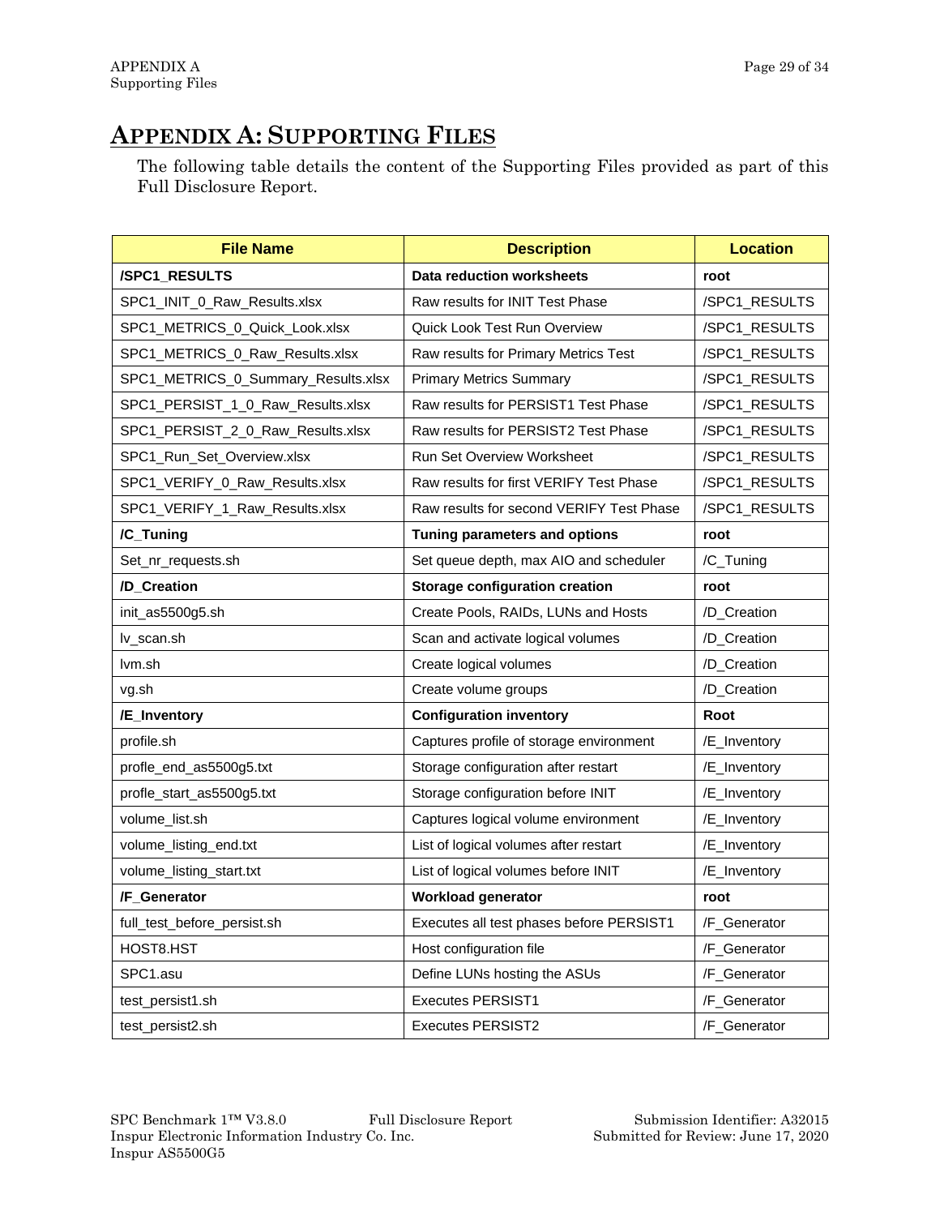# APPENDIX A: SUPPORTING FILES

The following table details the content of the Supporting Files provided as part of this Full Disclosure Report.

| File Name | Description | Location |
|---|---|---|
| **/SPC1_RESULTS** | **Data reduction worksheets** | **root** |
| SPC1_INIT_0_Raw_Results.xlsx | Raw results for INIT Test Phase | /SPC1_RESULTS |
| SPC1_METRICS_0_Quick_Look.xlsx | Quick Look Test Run Overview | /SPC1_RESULTS |
| SPC1_METRICS_0_Raw_Results.xlsx | Raw results for Primary Metrics Test | /SPC1_RESULTS |
| SPC1_METRICS_0_Summary_Results.xlsx | Primary Metrics Summary | /SPC1_RESULTS |
| SPC1_PERSIST_1_0_Raw_Results.xlsx | Raw results for PERSIST1 Test Phase | /SPC1_RESULTS |
| SPC1_PERSIST_2_0_Raw_Results.xlsx | Raw results for PERSIST2 Test Phase | /SPC1_RESULTS |
| SPC1_Run_Set_Overview.xlsx | Run Set Overview Worksheet | /SPC1_RESULTS |
| SPC1_VERIFY_0_Raw_Results.xlsx | Raw results for first VERIFY Test Phase | /SPC1_RESULTS |
| SPC1_VERIFY_1_Raw_Results.xlsx | Raw results for second VERIFY Test Phase | /SPC1_RESULTS |
| **/C_Tuning** | **Tuning parameters and options** | **root** |
| Set_nr_requests.sh | Set queue depth, max AIO and scheduler | /C_Tuning |
| **/D_Creation** | **Storage configuration creation** | **root** |
| init_as5500g5.sh | Create Pools, RAIDs, LUNs and Hosts | /D_Creation |
| lv_scan.sh | Scan and activate logical volumes | /D_Creation |
| lvm.sh | Create logical volumes | /D_Creation |
| vg.sh | Create volume groups | /D_Creation |
| **/E_Inventory** | **Configuration inventory** | **Root** |
| profile.sh | Captures profile of storage environment | /E_Inventory |
| profle_end_as5500g5.txt | Storage configuration after restart | /E_Inventory |
| profle_start_as5500g5.txt | Storage configuration before INIT | /E_Inventory |
| volume_list.sh | Captures logical volume environment | /E_Inventory |
| volume_listing_end.txt | List of logical volumes after restart | /E_Inventory |
| volume_listing_start.txt | List of logical volumes before INIT | /E_Inventory |
| **/F_Generator** | **Workload generator** | **root** |
| full_test_before_persist.sh | Executes all test phases before PERSIST1 | /F_Generator |
| HOST8.HST | Host configuration file | /F_Generator |
| SPC1.asu | Define LUNs hosting the ASUs | /F_Generator |
| test_persist1.sh | Executes PERSIST1 | /F_Generator |
| test_persist2.sh | Executes PERSIST2 | /F_Generator |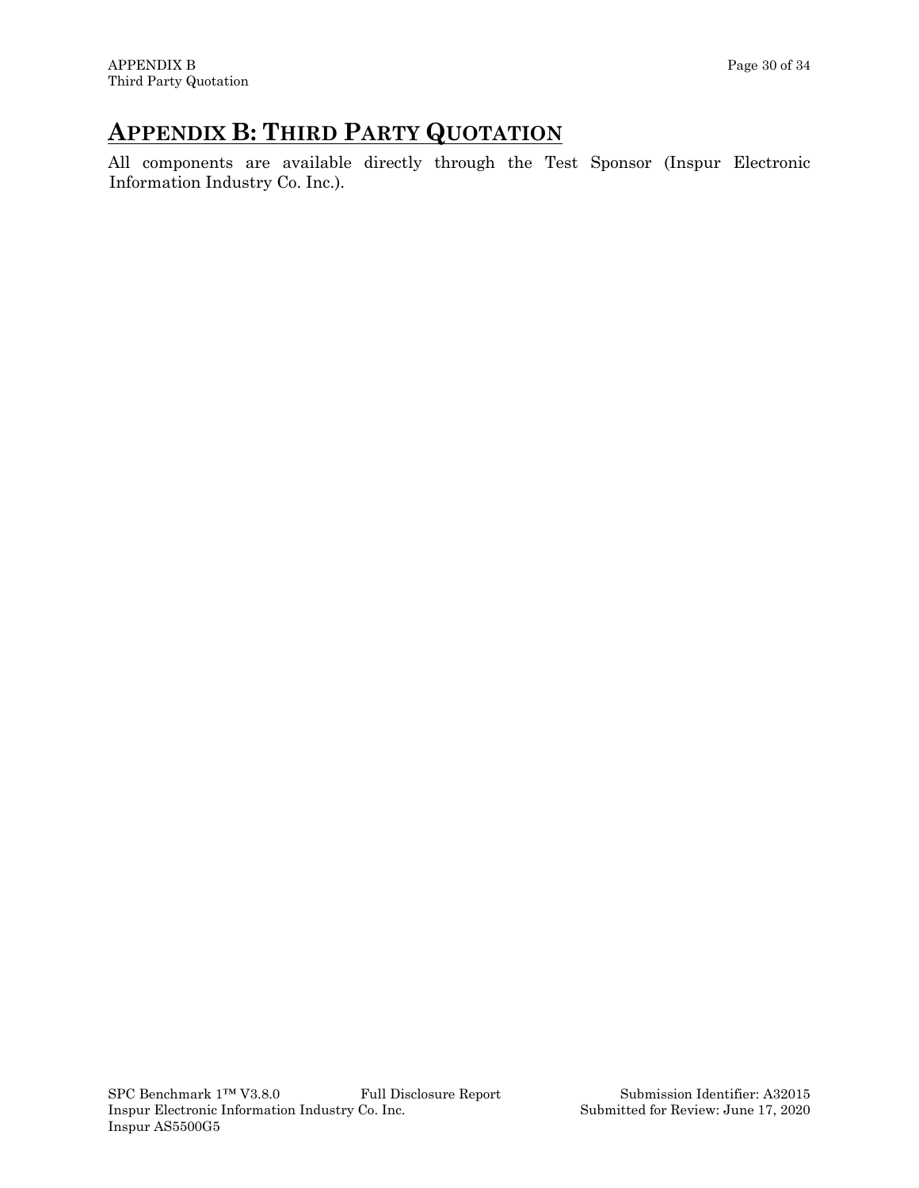## APPENDIX B: THIRD PARTY QUOTATION

All components are available directly through the Test Sponsor (Inspur Electronic Information Industry Co. Inc.).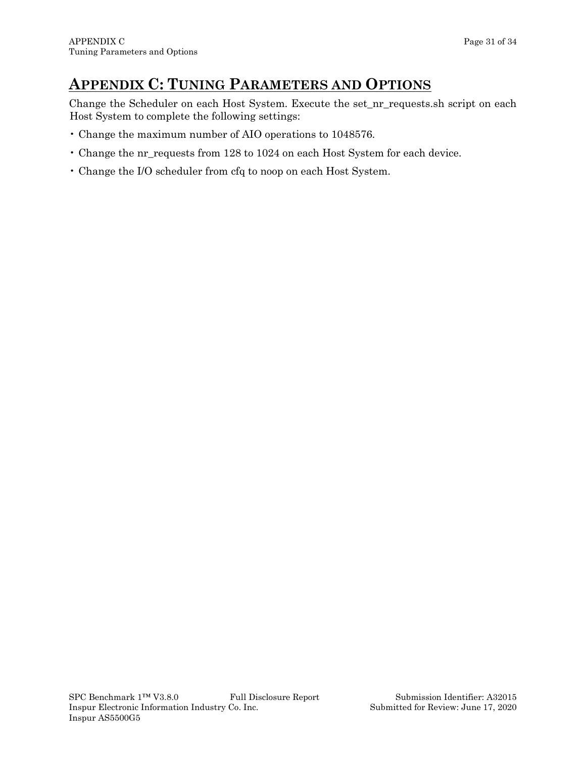# APPENDIX C: TUNING PARAMETERS AND OPTIONS

Change the Scheduler on each Host System. Execute the set_nr_requests.sh script on each Host System to complete the following settings:

- Change the maximum number of AIO operations to 1048576.
- Change the nr_requests from 128 to 1024 on each Host System for each device.
- Change the I/O scheduler from cfq to noop on each Host System.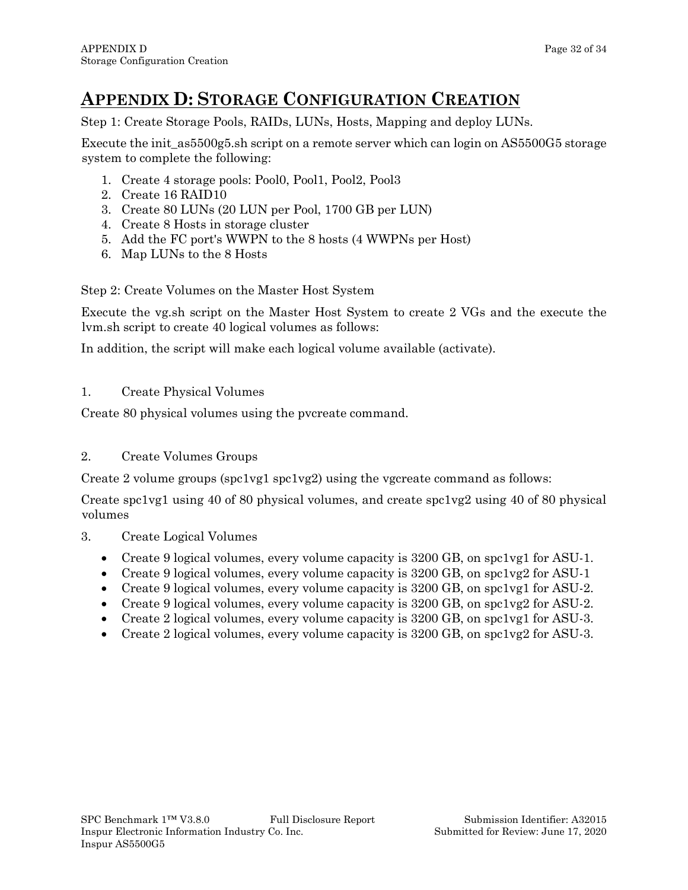# APPENDIX D: STORAGE CONFIGURATION CREATION

Step 1: Create Storage Pools, RAIDs, LUNs, Hosts, Mapping and deploy LUNs.

Execute the init_as5500g5.sh script on a remote server which can login on AS5500G5 storage system to complete the following:

1. Create 4 storage pools: Pool0, Pool1, Pool2, Pool3
2. Create 16 RAID10
3. Create 80 LUNs (20 LUN per Pool, 1700 GB per LUN)
4. Create 8 Hosts in storage cluster
5. Add the FC port's WWPN to the 8 hosts (4 WWPNs per Host)
6. Map LUNs to the 8 Hosts

Step 2: Create Volumes on the Master Host System

Execute the vg.sh script on the Master Host System to create 2 VGs and the execute the lvm.sh script to create 40 logical volumes as follows:

In addition, the script will make each logical volume available (activate).

1. Create Physical Volumes

Create 80 physical volumes using the pvcreate command.

2. Create Volumes Groups

Create 2 volume groups (spc1vg1 spc1vg2) using the vgcreate command as follows:

Create spc1vg1 using 40 of 80 physical volumes, and create spc1vg2 using 40 of 80 physical volumes

3. Create Logical Volumes

- Create 9 logical volumes, every volume capacity is 3200 GB, on spc1vg1 for ASU-1.
- Create 9 logical volumes, every volume capacity is 3200 GB, on spc1vg2 for ASU-1
- Create 9 logical volumes, every volume capacity is 3200 GB, on spc1vg1 for ASU-2.
- Create 9 logical volumes, every volume capacity is 3200 GB, on spc1vg2 for ASU-2.
- Create 2 logical volumes, every volume capacity is 3200 GB, on spc1vg1 for ASU-3.
- Create 2 logical volumes, every volume capacity is 3200 GB, on spc1vg2 for ASU-3.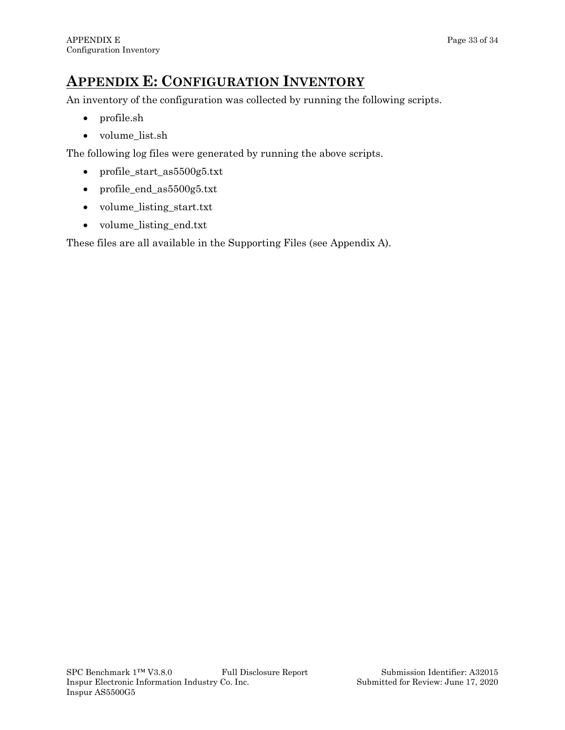# APPENDIX E: CONFIGURATION INVENTORY

An inventory of the configuration was collected by running the following scripts.

- profile.sh
- volume_list.sh

The following log files were generated by running the above scripts.

- profile_start_as5500g5.txt
- profile_end_as5500g5.txt
- volume_listing_start.txt
- volume_listing_end.txt

These files are all available in the Supporting Files (see Appendix A).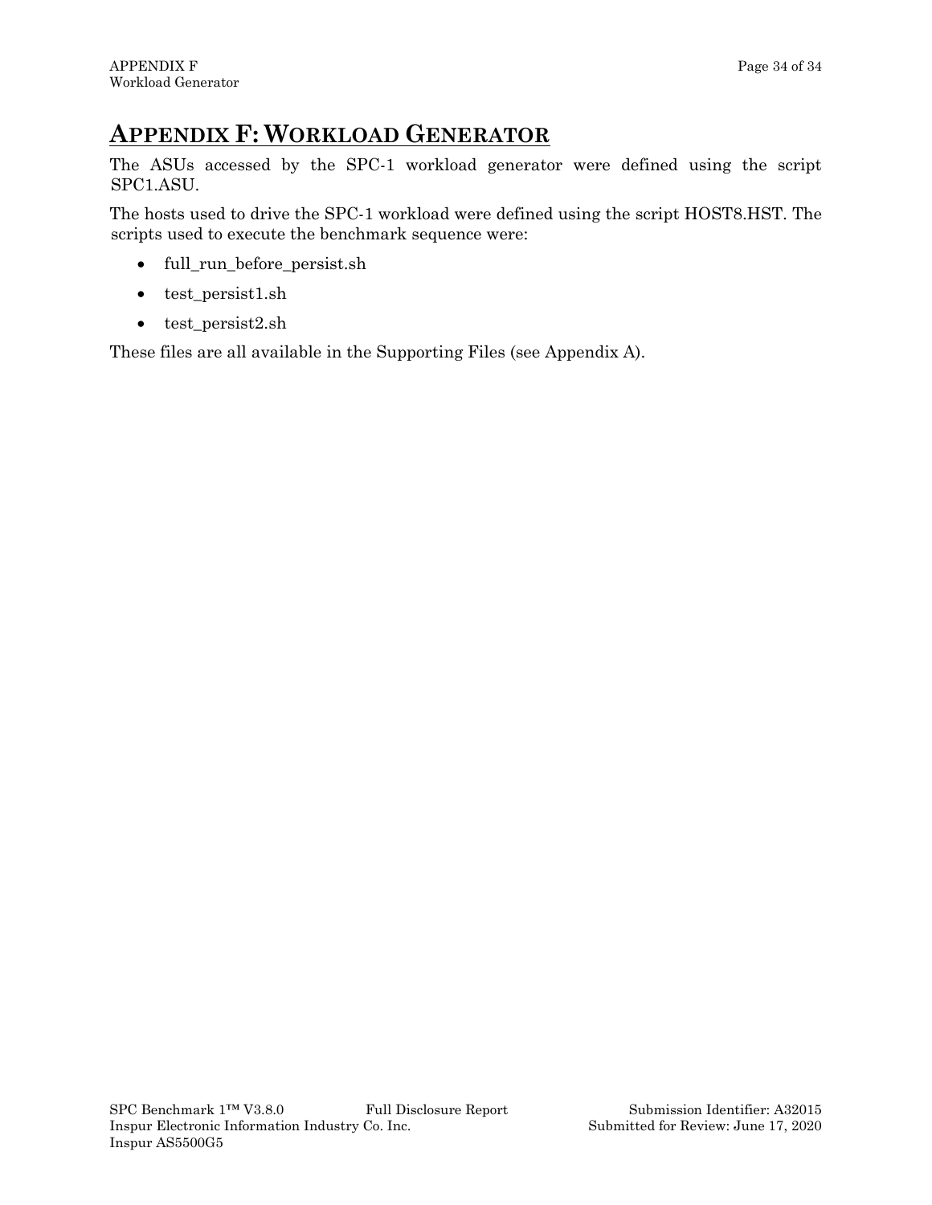# APPENDIX F: WORKLOAD GENERATOR

The ASUs accessed by the SPC-1 workload generator were defined using the script SPC1.ASU.

The hosts used to drive the SPC-1 workload were defined using the script HOST8.HST. The scripts used to execute the benchmark sequence were:

- full_run_before_persist.sh
- test_persist1.sh
- test_persist2.sh

These files are all available in the Supporting Files (see Appendix A).